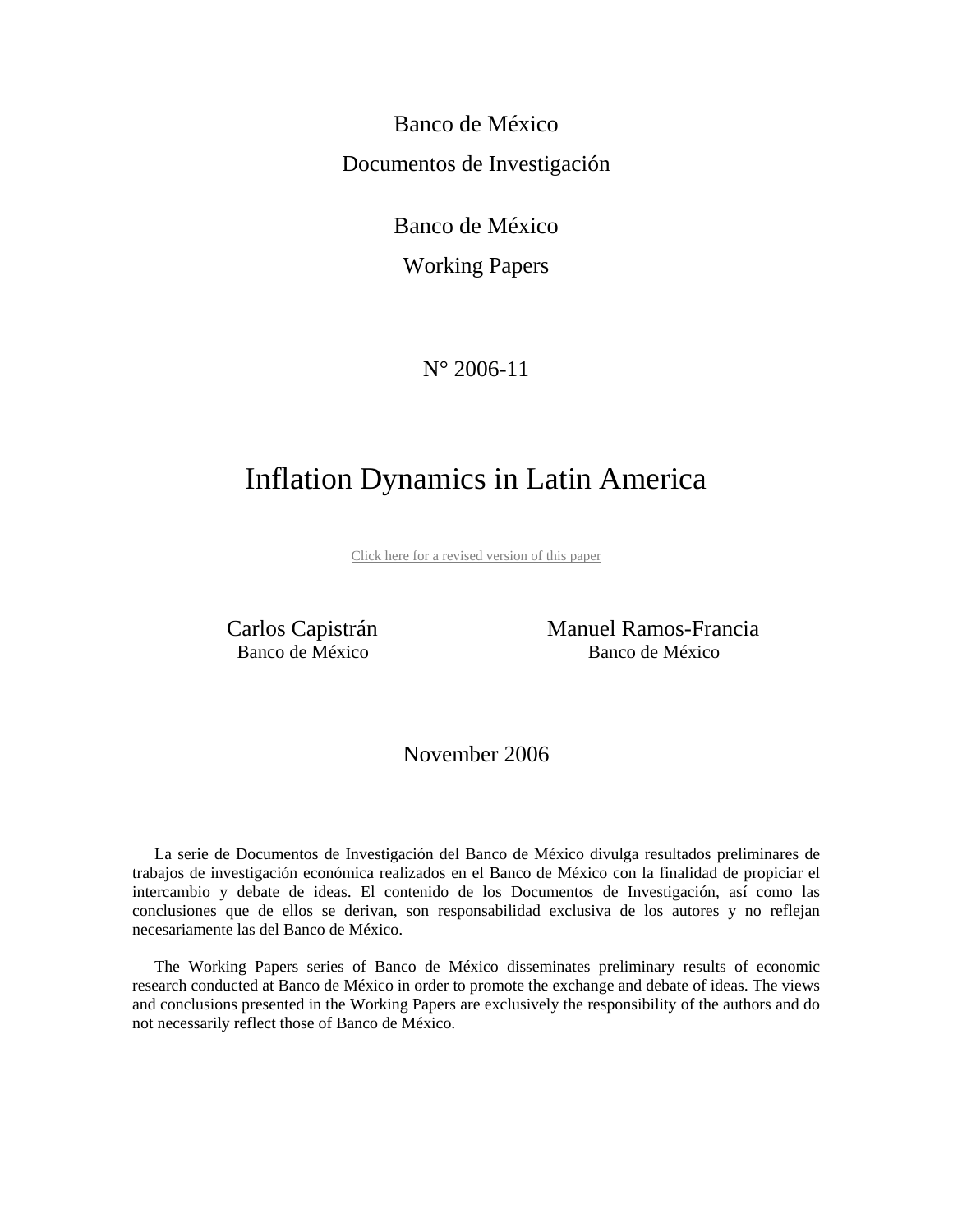Banco de México

Documentos de Investigación

Banco de México

Working Papers

N° 2006-11

# Inflation Dynamics in Latin America

Click here for a revised version of this paper

Carlos Capistrán
Banco de México

Manuel Ramos-Francia
Banco de México

November 2006

La serie de Documentos de Investigación del Banco de México divulga resultados preliminares de trabajos de investigación económica realizados en el Banco de México con la finalidad de propiciar el intercambio y debate de ideas. El contenido de los Documentos de Investigación, así como las conclusiones que de ellos se derivan, son responsabilidad exclusiva de los autores y no reflejan necesariamente las del Banco de México.

The Working Papers series of Banco de México disseminates preliminary results of economic research conducted at Banco de México in order to promote the exchange and debate of ideas. The views and conclusions presented in the Working Papers are exclusively the responsibility of the authors and do not necessarily reflect those of Banco de México.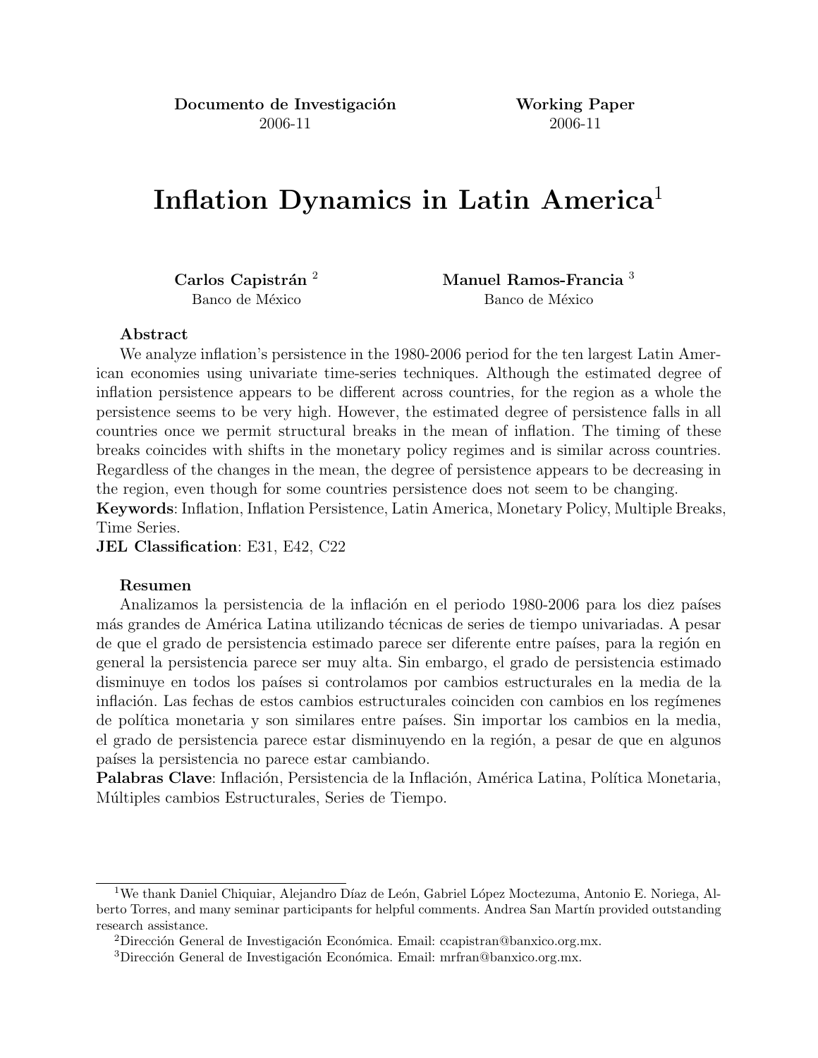**Documento de Investigación** 2006-11

**Working Paper** 2006-11

# Inflation Dynamics in Latin America[1]

**Carlos Capistrán** [2]
Banco de México

**Manuel Ramos-Francia** [3]
Banco de México

**Abstract**

We analyze inflation's persistence in the 1980-2006 period for the ten largest Latin American economies using univariate time-series techniques. Although the estimated degree of inflation persistence appears to be different across countries, for the region as a whole the persistence seems to be very high. However, the estimated degree of persistence falls in all countries once we permit structural breaks in the mean of inflation. The timing of these breaks coincides with shifts in the monetary policy regimes and is similar across countries. Regardless of the changes in the mean, the degree of persistence appears to be decreasing in the region, even though for some countries persistence does not seem to be changing.

**Keywords**: Inflation, Inflation Persistence, Latin America, Monetary Policy, Multiple Breaks, Time Series.

**JEL Classification**: E31, E42, C22

**Resumen**

Analizamos la persistencia de la inflación en el periodo 1980-2006 para los diez países más grandes de América Latina utilizando técnicas de series de tiempo univariadas. A pesar de que el grado de persistencia estimado parece ser diferente entre países, para la región en general la persistencia parece ser muy alta. Sin embargo, el grado de persistencia estimado disminuye en todos los países si controlamos por cambios estructurales en la media de la inflación. Las fechas de estos cambios estructurales coinciden con cambios en los regímenes de política monetaria y son similares entre países. Sin importar los cambios en la media, el grado de persistencia parece estar disminuyendo en la región, a pesar de que en algunos países la persistencia no parece estar cambiando.

**Palabras Clave**: Inflación, Persistencia de la Inflación, América Latina, Política Monetaria, Múltiples cambios Estructurales, Series de Tiempo.

---

[1] We thank Daniel Chiquiar, Alejandro Díaz de León, Gabriel López Moctezuma, Antonio E. Noriega, Alberto Torres, and many seminar participants for helpful comments. Andrea San Martín provided outstanding research assistance.

[2] Dirección General de Investigación Económica. Email: ccapistran@banxico.org.mx.

[3] Dirección General de Investigación Económica. Email: mrfran@banxico.org.mx.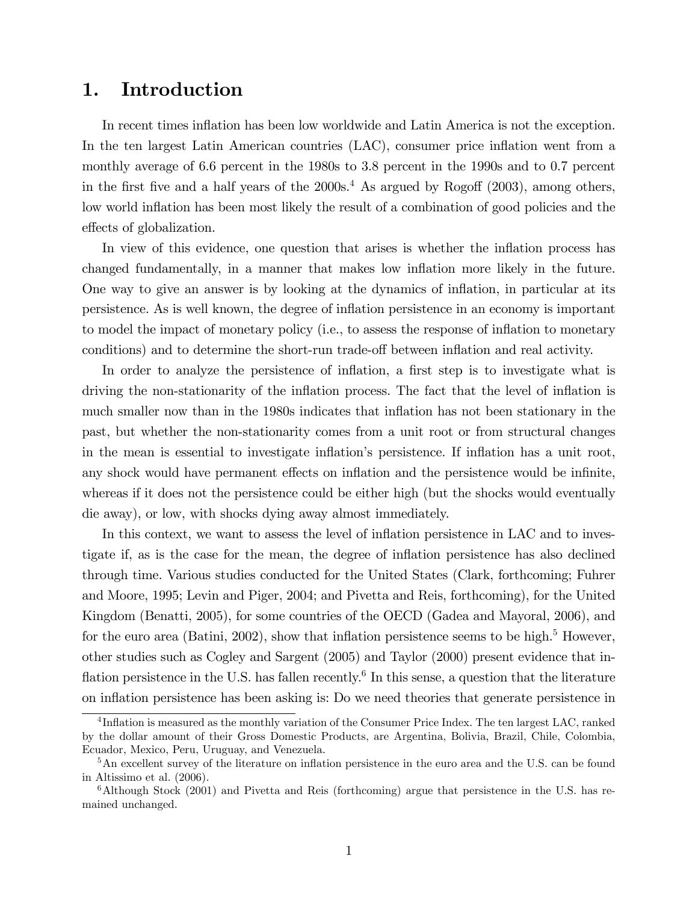# 1. Introduction

In recent times inflation has been low worldwide and Latin America is not the exception. In the ten largest Latin American countries (LAC), consumer price inflation went from a monthly average of 6.6 percent in the 1980s to 3.8 percent in the 1990s and to 0.7 percent in the first five and a half years of the 2000s.[4] As argued by Rogoff (2003), among others, low world inflation has been most likely the result of a combination of good policies and the effects of globalization.

In view of this evidence, one question that arises is whether the inflation process has changed fundamentally, in a manner that makes low inflation more likely in the future. One way to give an answer is by looking at the dynamics of inflation, in particular at its persistence. As is well known, the degree of inflation persistence in an economy is important to model the impact of monetary policy (i.e., to assess the response of inflation to monetary conditions) and to determine the short-run trade-off between inflation and real activity.

In order to analyze the persistence of inflation, a first step is to investigate what is driving the non-stationarity of the inflation process. The fact that the level of inflation is much smaller now than in the 1980s indicates that inflation has not been stationary in the past, but whether the non-stationarity comes from a unit root or from structural changes in the mean is essential to investigate inflation's persistence. If inflation has a unit root, any shock would have permanent effects on inflation and the persistence would be infinite, whereas if it does not the persistence could be either high (but the shocks would eventually die away), or low, with shocks dying away almost immediately.

In this context, we want to assess the level of inflation persistence in LAC and to investigate if, as is the case for the mean, the degree of inflation persistence has also declined through time. Various studies conducted for the United States (Clark, forthcoming; Fuhrer and Moore, 1995; Levin and Piger, 2004; and Pivetta and Reis, forthcoming), for the United Kingdom (Benatti, 2005), for some countries of the OECD (Gadea and Mayoral, 2006), and for the euro area (Batini, 2002), show that inflation persistence seems to be high.[5] However, other studies such as Cogley and Sargent (2005) and Taylor (2000) present evidence that inflation persistence in the U.S. has fallen recently.[6] In this sense, a question that the literature on inflation persistence has been asking is: Do we need theories that generate persistence in

---

[4] Inflation is measured as the monthly variation of the Consumer Price Index. The ten largest LAC, ranked by the dollar amount of their Gross Domestic Products, are Argentina, Bolivia, Brazil, Chile, Colombia, Ecuador, Mexico, Peru, Uruguay, and Venezuela.

[5] An excellent survey of the literature on inflation persistence in the euro area and the U.S. can be found in Altissimo et al. (2006).

[6] Although Stock (2001) and Pivetta and Reis (forthcoming) argue that persistence in the U.S. has remained unchanged.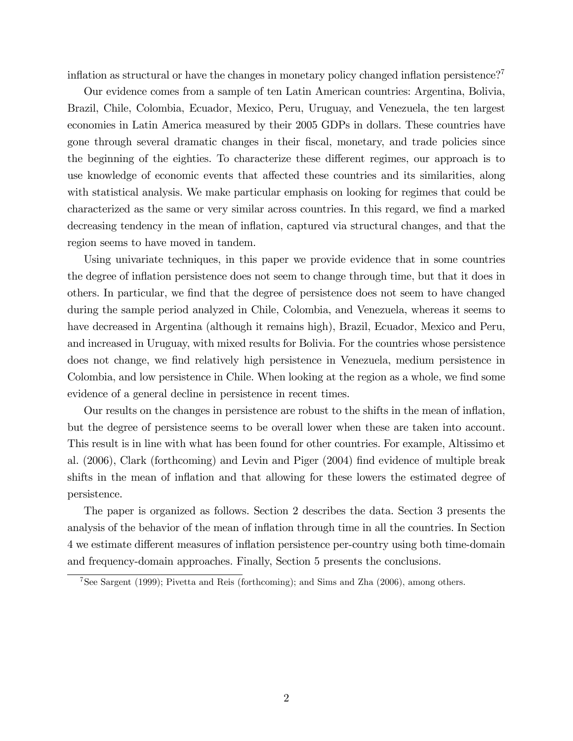inflation as structural or have the changes in monetary policy changed inflation persistence?[7]

Our evidence comes from a sample of ten Latin American countries: Argentina, Bolivia, Brazil, Chile, Colombia, Ecuador, Mexico, Peru, Uruguay, and Venezuela, the ten largest economies in Latin America measured by their 2005 GDPs in dollars. These countries have gone through several dramatic changes in their fiscal, monetary, and trade policies since the beginning of the eighties. To characterize these different regimes, our approach is to use knowledge of economic events that affected these countries and its similarities, along with statistical analysis. We make particular emphasis on looking for regimes that could be characterized as the same or very similar across countries. In this regard, we find a marked decreasing tendency in the mean of inflation, captured via structural changes, and that the region seems to have moved in tandem.

Using univariate techniques, in this paper we provide evidence that in some countries the degree of inflation persistence does not seem to change through time, but that it does in others. In particular, we find that the degree of persistence does not seem to have changed during the sample period analyzed in Chile, Colombia, and Venezuela, whereas it seems to have decreased in Argentina (although it remains high), Brazil, Ecuador, Mexico and Peru, and increased in Uruguay, with mixed results for Bolivia. For the countries whose persistence does not change, we find relatively high persistence in Venezuela, medium persistence in Colombia, and low persistence in Chile. When looking at the region as a whole, we find some evidence of a general decline in persistence in recent times.

Our results on the changes in persistence are robust to the shifts in the mean of inflation, but the degree of persistence seems to be overall lower when these are taken into account. This result is in line with what has been found for other countries. For example, Altissimo et al. (2006), Clark (forthcoming) and Levin and Piger (2004) find evidence of multiple break shifts in the mean of inflation and that allowing for these lowers the estimated degree of persistence.

The paper is organized as follows. Section 2 describes the data. Section 3 presents the analysis of the behavior of the mean of inflation through time in all the countries. In Section 4 we estimate different measures of inflation persistence per-country using both time-domain and frequency-domain approaches. Finally, Section 5 presents the conclusions.

[7] See Sargent (1999); Pivetta and Reis (forthcoming); and Sims and Zha (2006), among others.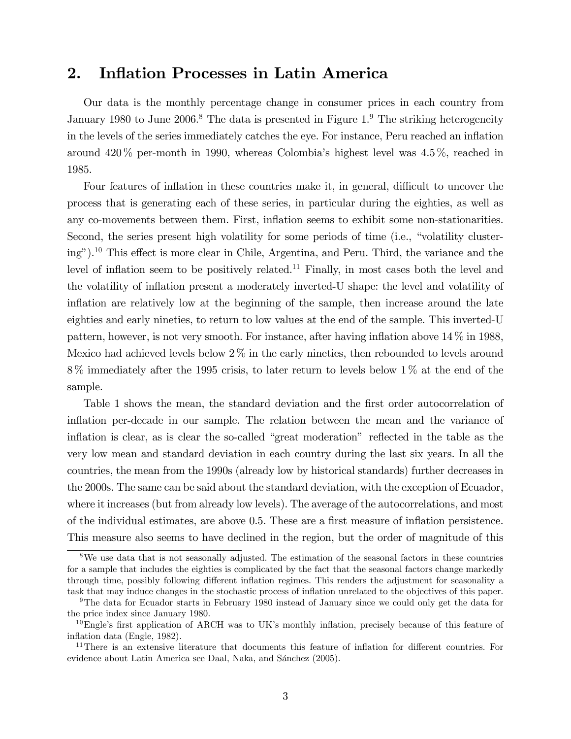## 2. Inflation Processes in Latin America

Our data is the monthly percentage change in consumer prices in each country from January 1980 to June 2006.[8] The data is presented in Figure 1.[9] The striking heterogeneity in the levels of the series immediately catches the eye. For instance, Peru reached an inflation around 420 % per-month in 1990, whereas Colombia's highest level was 4.5 %, reached in 1985.

Four features of inflation in these countries make it, in general, difficult to uncover the process that is generating each of these series, in particular during the eighties, as well as any co-movements between them. First, inflation seems to exhibit some non-stationarities. Second, the series present high volatility for some periods of time (i.e., "volatility clustering").[10] This effect is more clear in Chile, Argentina, and Peru. Third, the variance and the level of inflation seem to be positively related.[11] Finally, in most cases both the level and the volatility of inflation present a moderately inverted-U shape: the level and volatility of inflation are relatively low at the beginning of the sample, then increase around the late eighties and early nineties, to return to low values at the end of the sample. This inverted-U pattern, however, is not very smooth. For instance, after having inflation above 14 % in 1988, Mexico had achieved levels below 2 % in the early nineties, then rebounded to levels around 8 % immediately after the 1995 crisis, to later return to levels below 1 % at the end of the sample.

Table 1 shows the mean, the standard deviation and the first order autocorrelation of inflation per-decade in our sample. The relation between the mean and the variance of inflation is clear, as is clear the so-called "great moderation" reflected in the table as the very low mean and standard deviation in each country during the last six years. In all the countries, the mean from the 1990s (already low by historical standards) further decreases in the 2000s. The same can be said about the standard deviation, with the exception of Ecuador, where it increases (but from already low levels). The average of the autocorrelations, and most of the individual estimates, are above 0.5. These are a first measure of inflation persistence. This measure also seems to have declined in the region, but the order of magnitude of this

---

[8] We use data that is not seasonally adjusted. The estimation of the seasonal factors in these countries for a sample that includes the eighties is complicated by the fact that the seasonal factors change markedly through time, possibly following different inflation regimes. This renders the adjustment for seasonality a task that may induce changes in the stochastic process of inflation unrelated to the objectives of this paper.

[9] The data for Ecuador starts in February 1980 instead of January since we could only get the data for the price index since January 1980.

[10] Engle's first application of ARCH was to UK's monthly inflation, precisely because of this feature of inflation data (Engle, 1982).

[11] There is an extensive literature that documents this feature of inflation for different countries. For evidence about Latin America see Daal, Naka, and Sánchez (2005).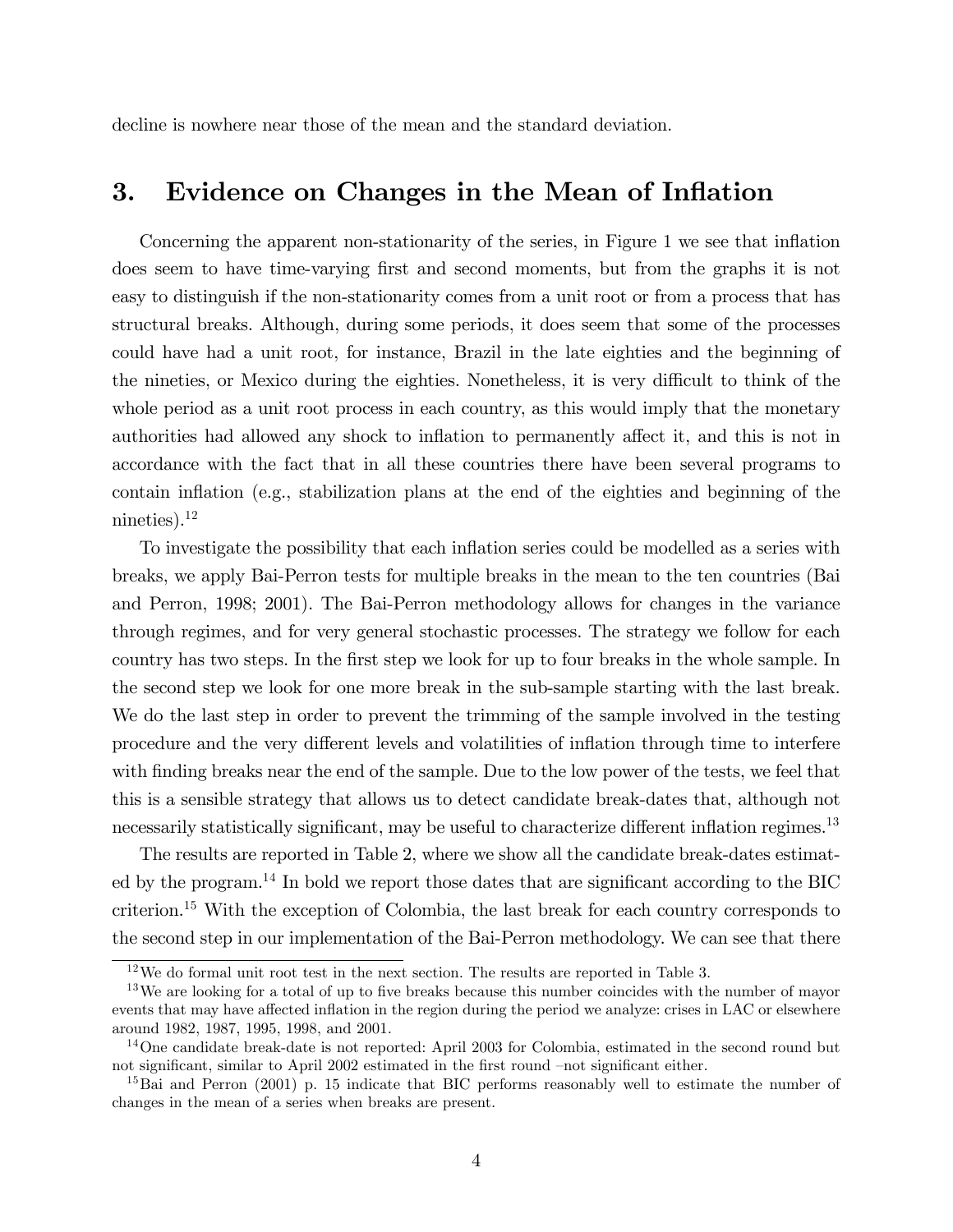decline is nowhere near those of the mean and the standard deviation.

## 3. Evidence on Changes in the Mean of Inflation

Concerning the apparent non-stationarity of the series, in Figure 1 we see that inflation does seem to have time-varying first and second moments, but from the graphs it is not easy to distinguish if the non-stationarity comes from a unit root or from a process that has structural breaks. Although, during some periods, it does seem that some of the processes could have had a unit root, for instance, Brazil in the late eighties and the beginning of the nineties, or Mexico during the eighties. Nonetheless, it is very difficult to think of the whole period as a unit root process in each country, as this would imply that the monetary authorities had allowed any shock to inflation to permanently affect it, and this is not in accordance with the fact that in all these countries there have been several programs to contain inflation (e.g., stabilization plans at the end of the eighties and beginning of the nineties).[12]

To investigate the possibility that each inflation series could be modelled as a series with breaks, we apply Bai-Perron tests for multiple breaks in the mean to the ten countries (Bai and Perron, 1998; 2001). The Bai-Perron methodology allows for changes in the variance through regimes, and for very general stochastic processes. The strategy we follow for each country has two steps. In the first step we look for up to four breaks in the whole sample. In the second step we look for one more break in the sub-sample starting with the last break. We do the last step in order to prevent the trimming of the sample involved in the testing procedure and the very different levels and volatilities of inflation through time to interfere with finding breaks near the end of the sample. Due to the low power of the tests, we feel that this is a sensible strategy that allows us to detect candidate break-dates that, although not necessarily statistically significant, may be useful to characterize different inflation regimes.[13]

The results are reported in Table 2, where we show all the candidate break-dates estimated by the program.[14] In bold we report those dates that are significant according to the BIC criterion.[15] With the exception of Colombia, the last break for each country corresponds to the second step in our implementation of the Bai-Perron methodology. We can see that there

---

[12] We do formal unit root test in the next section. The results are reported in Table 3.

[13] We are looking for a total of up to five breaks because this number coincides with the number of mayor events that may have affected inflation in the region during the period we analyze: crises in LAC or elsewhere around 1982, 1987, 1995, 1998, and 2001.

[14] One candidate break-date is not reported: April 2003 for Colombia, estimated in the second round but not significant, similar to April 2002 estimated in the first round –not significant either.

[15] Bai and Perron (2001) p. 15 indicate that BIC performs reasonably well to estimate the number of changes in the mean of a series when breaks are present.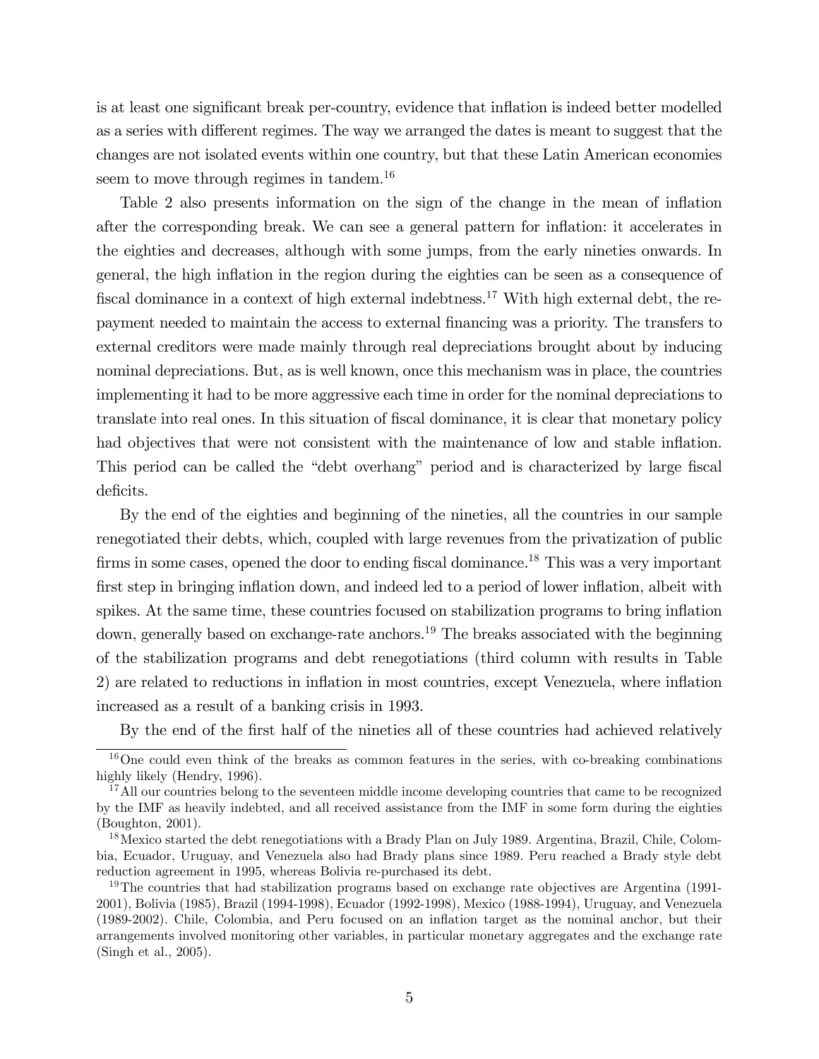is at least one significant break per-country, evidence that inflation is indeed better modelled as a series with different regimes. The way we arranged the dates is meant to suggest that the changes are not isolated events within one country, but that these Latin American economies seem to move through regimes in tandem.[16]

Table 2 also presents information on the sign of the change in the mean of inflation after the corresponding break. We can see a general pattern for inflation: it accelerates in the eighties and decreases, although with some jumps, from the early nineties onwards. In general, the high inflation in the region during the eighties can be seen as a consequence of fiscal dominance in a context of high external indebtness.[17] With high external debt, the repayment needed to maintain the access to external financing was a priority. The transfers to external creditors were made mainly through real depreciations brought about by inducing nominal depreciations. But, as is well known, once this mechanism was in place, the countries implementing it had to be more aggressive each time in order for the nominal depreciations to translate into real ones. In this situation of fiscal dominance, it is clear that monetary policy had objectives that were not consistent with the maintenance of low and stable inflation. This period can be called the "debt overhang" period and is characterized by large fiscal deficits.

By the end of the eighties and beginning of the nineties, all the countries in our sample renegotiated their debts, which, coupled with large revenues from the privatization of public firms in some cases, opened the door to ending fiscal dominance.[18] This was a very important first step in bringing inflation down, and indeed led to a period of lower inflation, albeit with spikes. At the same time, these countries focused on stabilization programs to bring inflation down, generally based on exchange-rate anchors.[19] The breaks associated with the beginning of the stabilization programs and debt renegotiations (third column with results in Table 2) are related to reductions in inflation in most countries, except Venezuela, where inflation increased as a result of a banking crisis in 1993.

By the end of the first half of the nineties all of these countries had achieved relatively

---

[16] One could even think of the breaks as common features in the series, with co-breaking combinations highly likely (Hendry, 1996).

[17] All our countries belong to the seventeen middle income developing countries that came to be recognized by the IMF as heavily indebted, and all received assistance from the IMF in some form during the eighties (Boughton, 2001).

[18] Mexico started the debt renegotiations with a Brady Plan on July 1989. Argentina, Brazil, Chile, Colombia, Ecuador, Uruguay, and Venezuela also had Brady plans since 1989. Peru reached a Brady style debt reduction agreement in 1995, whereas Bolivia re-purchased its debt.

[19] The countries that had stabilization programs based on exchange rate objectives are Argentina (1991-2001), Bolivia (1985), Brazil (1994-1998), Ecuador (1992-1998), Mexico (1988-1994), Uruguay, and Venezuela (1989-2002). Chile, Colombia, and Peru focused on an inflation target as the nominal anchor, but their arrangements involved monitoring other variables, in particular monetary aggregates and the exchange rate (Singh et al., 2005).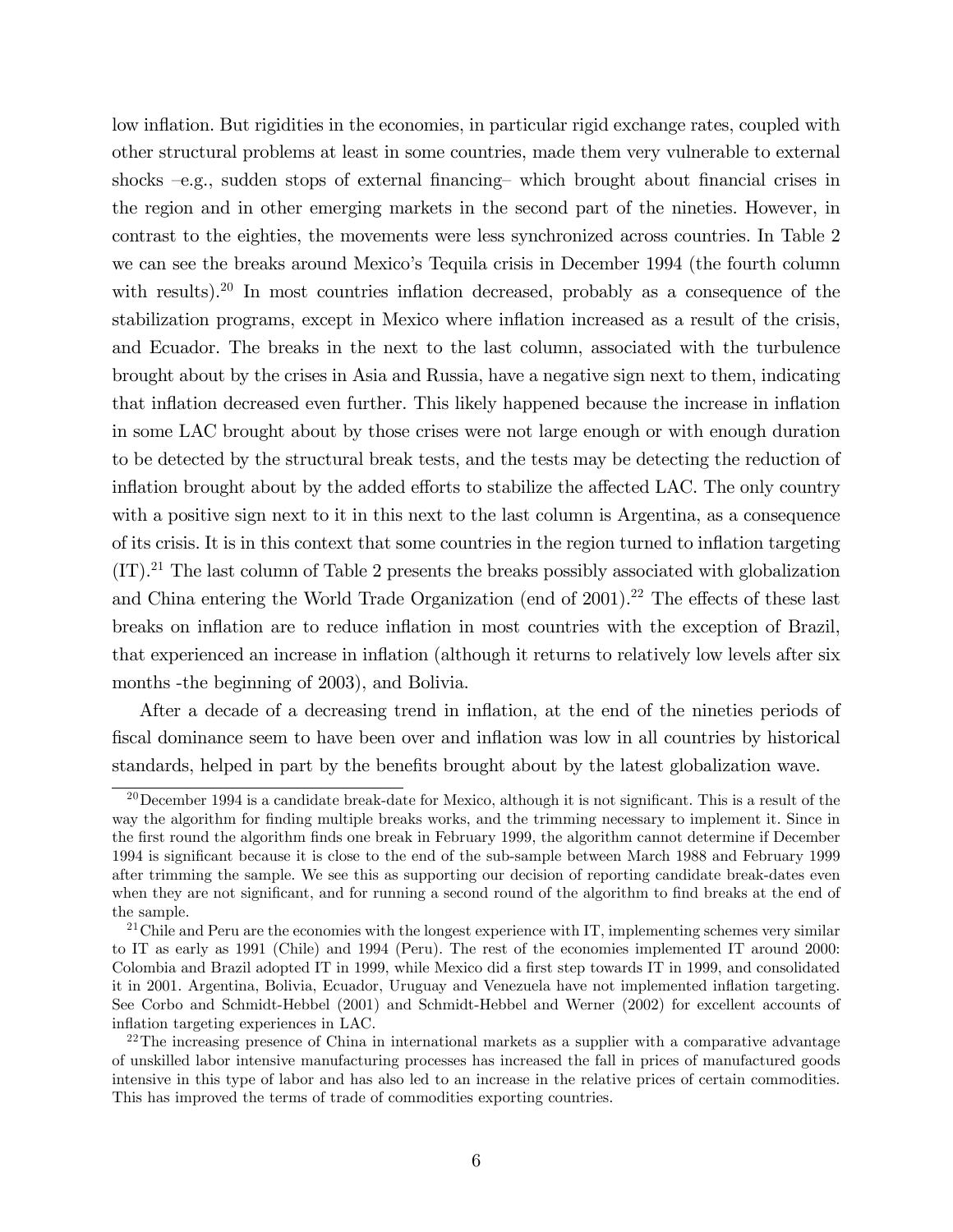low inflation. But rigidities in the economies, in particular rigid exchange rates, coupled with other structural problems at least in some countries, made them very vulnerable to external shocks –e.g., sudden stops of external financing– which brought about financial crises in the region and in other emerging markets in the second part of the nineties. However, in contrast to the eighties, the movements were less synchronized across countries. In Table 2 we can see the breaks around Mexico's Tequila crisis in December 1994 (the fourth column with results).[20] In most countries inflation decreased, probably as a consequence of the stabilization programs, except in Mexico where inflation increased as a result of the crisis, and Ecuador. The breaks in the next to the last column, associated with the turbulence brought about by the crises in Asia and Russia, have a negative sign next to them, indicating that inflation decreased even further. This likely happened because the increase in inflation in some LAC brought about by those crises were not large enough or with enough duration to be detected by the structural break tests, and the tests may be detecting the reduction of inflation brought about by the added efforts to stabilize the affected LAC. The only country with a positive sign next to it in this next to the last column is Argentina, as a consequence of its crisis. It is in this context that some countries in the region turned to inflation targeting (IT).[21] The last column of Table 2 presents the breaks possibly associated with globalization and China entering the World Trade Organization (end of 2001).[22] The effects of these last breaks on inflation are to reduce inflation in most countries with the exception of Brazil, that experienced an increase in inflation (although it returns to relatively low levels after six months -the beginning of 2003), and Bolivia.

After a decade of a decreasing trend in inflation, at the end of the nineties periods of fiscal dominance seem to have been over and inflation was low in all countries by historical standards, helped in part by the benefits brought about by the latest globalization wave.

---

[20] December 1994 is a candidate break-date for Mexico, although it is not significant. This is a result of the way the algorithm for finding multiple breaks works, and the trimming necessary to implement it. Since in the first round the algorithm finds one break in February 1999, the algorithm cannot determine if December 1994 is significant because it is close to the end of the sub-sample between March 1988 and February 1999 after trimming the sample. We see this as supporting our decision of reporting candidate break-dates even when they are not significant, and for running a second round of the algorithm to find breaks at the end of the sample.

[21] Chile and Peru are the economies with the longest experience with IT, implementing schemes very similar to IT as early as 1991 (Chile) and 1994 (Peru). The rest of the economies implemented IT around 2000: Colombia and Brazil adopted IT in 1999, while Mexico did a first step towards IT in 1999, and consolidated it in 2001. Argentina, Bolivia, Ecuador, Uruguay and Venezuela have not implemented inflation targeting. See Corbo and Schmidt-Hebbel (2001) and Schmidt-Hebbel and Werner (2002) for excellent accounts of inflation targeting experiences in LAC.

[22] The increasing presence of China in international markets as a supplier with a comparative advantage of unskilled labor intensive manufacturing processes has increased the fall in prices of manufactured goods intensive in this type of labor and has also led to an increase in the relative prices of certain commodities. This has improved the terms of trade of commodities exporting countries.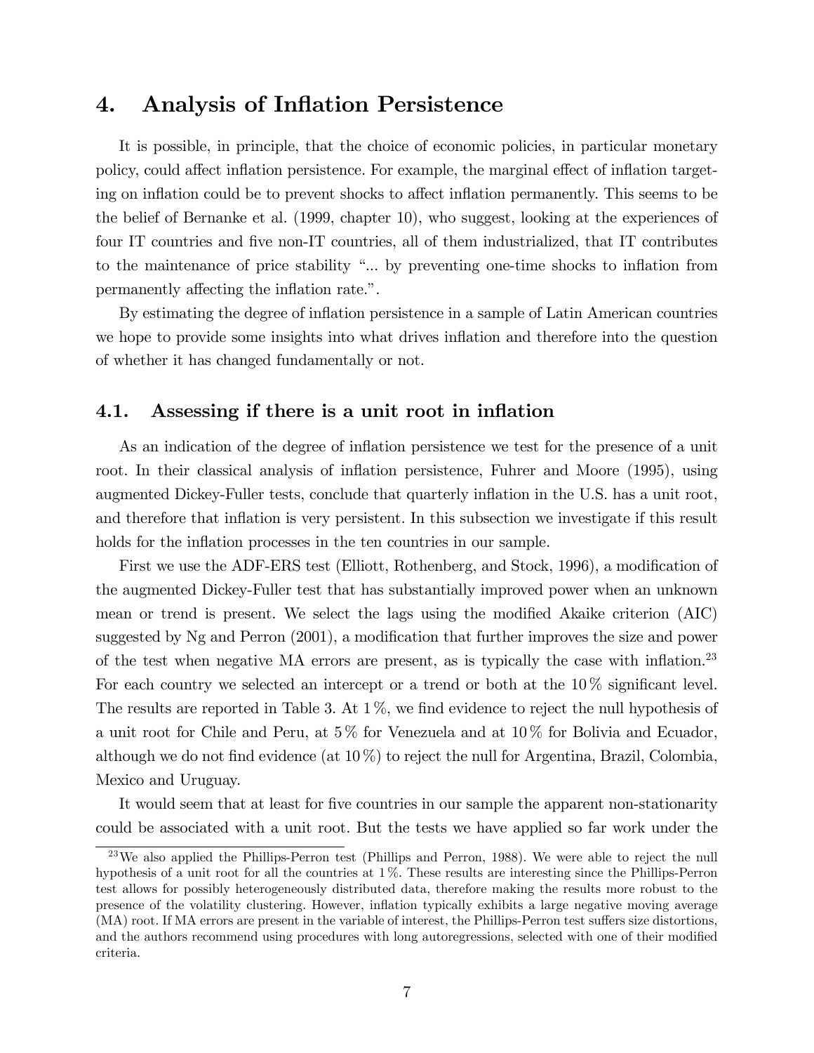# 4. Analysis of Inflation Persistence

It is possible, in principle, that the choice of economic policies, in particular monetary policy, could affect inflation persistence. For example, the marginal effect of inflation targeting on inflation could be to prevent shocks to affect inflation permanently. This seems to be the belief of Bernanke et al. (1999, chapter 10), who suggest, looking at the experiences of four IT countries and five non-IT countries, all of them industrialized, that IT contributes to the maintenance of price stability "... by preventing one-time shocks to inflation from permanently affecting the inflation rate.".

By estimating the degree of inflation persistence in a sample of Latin American countries we hope to provide some insights into what drives inflation and therefore into the question of whether it has changed fundamentally or not.

## 4.1. Assessing if there is a unit root in inflation

As an indication of the degree of inflation persistence we test for the presence of a unit root. In their classical analysis of inflation persistence, Fuhrer and Moore (1995), using augmented Dickey-Fuller tests, conclude that quarterly inflation in the U.S. has a unit root, and therefore that inflation is very persistent. In this subsection we investigate if this result holds for the inflation processes in the ten countries in our sample.

First we use the ADF-ERS test (Elliott, Rothenberg, and Stock, 1996), a modification of the augmented Dickey-Fuller test that has substantially improved power when an unknown mean or trend is present. We select the lags using the modified Akaike criterion (AIC) suggested by Ng and Perron (2001), a modification that further improves the size and power of the test when negative MA errors are present, as is typically the case with inflation.[23] For each country we selected an intercept or a trend or both at the 10 % significant level. The results are reported in Table 3. At 1 %, we find evidence to reject the null hypothesis of a unit root for Chile and Peru, at 5 % for Venezuela and at 10 % for Bolivia and Ecuador, although we do not find evidence (at 10 %) to reject the null for Argentina, Brazil, Colombia, Mexico and Uruguay.

It would seem that at least for five countries in our sample the apparent non-stationarity could be associated with a unit root. But the tests we have applied so far work under the

[23] We also applied the Phillips-Perron test (Phillips and Perron, 1988). We were able to reject the null hypothesis of a unit root for all the countries at 1 %. These results are interesting since the Phillips-Perron test allows for possibly heterogeneously distributed data, therefore making the results more robust to the presence of the volatility clustering. However, inflation typically exhibits a large negative moving average (MA) root. If MA errors are present in the variable of interest, the Phillips-Perron test suffers size distortions, and the authors recommend using procedures with long autoregressions, selected with one of their modified criteria.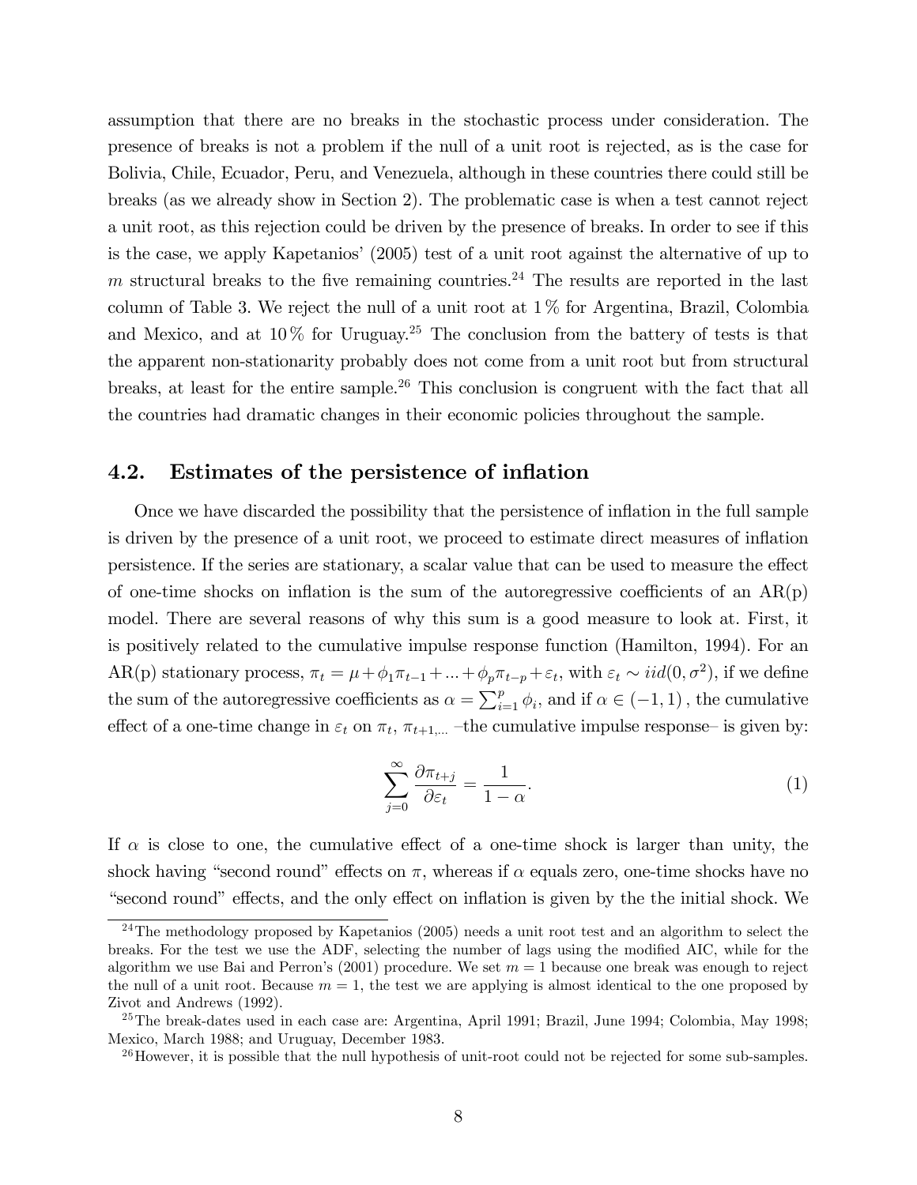assumption that there are no breaks in the stochastic process under consideration. The presence of breaks is not a problem if the null of a unit root is rejected, as is the case for Bolivia, Chile, Ecuador, Peru, and Venezuela, although in these countries there could still be breaks (as we already show in Section 2). The problematic case is when a test cannot reject a unit root, as this rejection could be driven by the presence of breaks. In order to see if this is the case, we apply Kapetanios' (2005) test of a unit root against the alternative of up to $m$ structural breaks to the five remaining countries.[24] The results are reported in the last column of Table 3. We reject the null of a unit root at 1 % for Argentina, Brazil, Colombia and Mexico, and at 10 % for Uruguay.[25] The conclusion from the battery of tests is that the apparent non-stationarity probably does not come from a unit root but from structural breaks, at least for the entire sample.[26] This conclusion is congruent with the fact that all the countries had dramatic changes in their economic policies throughout the sample.

## 4.2. Estimates of the persistence of inflation

Once we have discarded the possibility that the persistence of inflation in the full sample is driven by the presence of a unit root, we proceed to estimate direct measures of inflation persistence. If the series are stationary, a scalar value that can be used to measure the effect of one-time shocks on inflation is the sum of the autoregressive coefficients of an AR(p) model. There are several reasons of why this sum is a good measure to look at. First, it is positively related to the cumulative impulse response function (Hamilton, 1994). For an AR(p) stationary process, $\pi_t = \mu + \phi_1 \pi_{t-1} + ... + \phi_p \pi_{t-p} + \varepsilon_t$, with $\varepsilon_t \sim iid(0, \sigma^2)$, if we define the sum of the autoregressive coefficients as $\alpha = \sum_{i=1}^{p} \phi_i$, and if $\alpha \in (-1, 1)$, the cumulative effect of a one-time change in $\varepsilon_t$ on $\pi_t$, $\pi_{t+1,...}$ –the cumulative impulse response– is given by:

$$\sum_{j=0}^{\infty} \frac{\partial \pi_{t+j}}{\partial \varepsilon_t} = \frac{1}{1-\alpha}. \tag{1}$$

If $\alpha$ is close to one, the cumulative effect of a one-time shock is larger than unity, the shock having "second round" effects on $\pi$, whereas if $\alpha$ equals zero, one-time shocks have no "second round" effects, and the only effect on inflation is given by the the initial shock. We

[24] The methodology proposed by Kapetanios (2005) needs a unit root test and an algorithm to select the breaks. For the test we use the ADF, selecting the number of lags using the modified AIC, while for the algorithm we use Bai and Perron's (2001) procedure. We set $m = 1$ because one break was enough to reject the null of a unit root. Because $m = 1$, the test we are applying is almost identical to the one proposed by Zivot and Andrews (1992).

[25] The break-dates used in each case are: Argentina, April 1991; Brazil, June 1994; Colombia, May 1998; Mexico, March 1988; and Uruguay, December 1983.

[26] However, it is possible that the null hypothesis of unit-root could not be rejected for some sub-samples.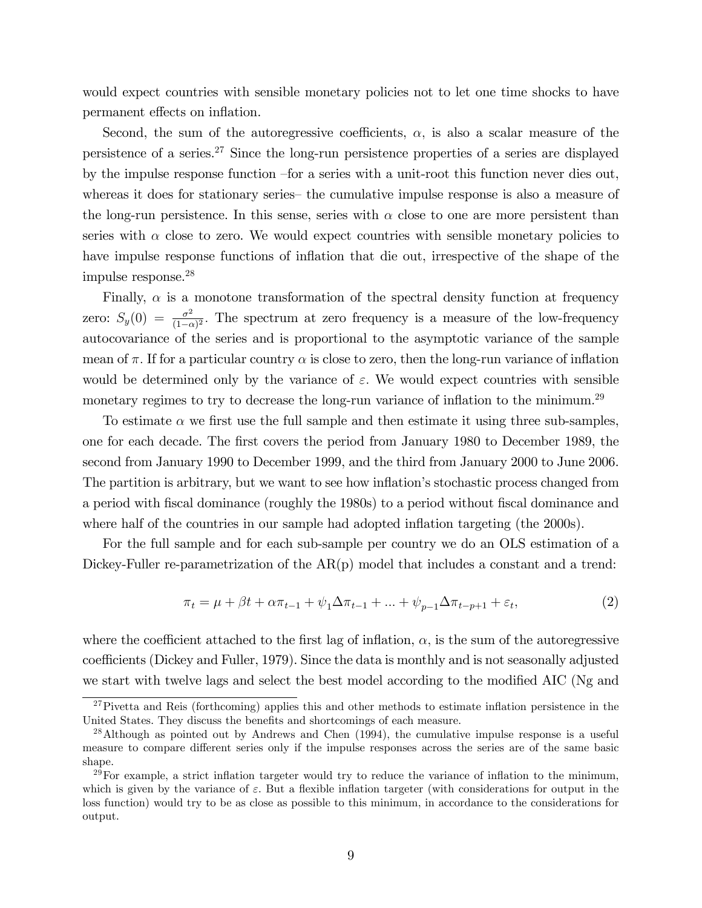would expect countries with sensible monetary policies not to let one time shocks to have permanent effects on inflation.

Second, the sum of the autoregressive coefficients, $\alpha$, is also a scalar measure of the persistence of a series.[27] Since the long-run persistence properties of a series are displayed by the impulse response function –for a series with a unit-root this function never dies out, whereas it does for stationary series– the cumulative impulse response is also a measure of the long-run persistence. In this sense, series with $\alpha$ close to one are more persistent than series with $\alpha$ close to zero. We would expect countries with sensible monetary policies to have impulse response functions of inflation that die out, irrespective of the shape of the impulse response.[28]

Finally, $\alpha$ is a monotone transformation of the spectral density function at frequency zero: $S_y(0) = \frac{\sigma^2}{(1-\alpha)^2}$. The spectrum at zero frequency is a measure of the low-frequency autocovariance of the series and is proportional to the asymptotic variance of the sample mean of $\pi$. If for a particular country $\alpha$ is close to zero, then the long-run variance of inflation would be determined only by the variance of $\varepsilon$. We would expect countries with sensible monetary regimes to try to decrease the long-run variance of inflation to the minimum.[29]

To estimate $\alpha$ we first use the full sample and then estimate it using three sub-samples, one for each decade. The first covers the period from January 1980 to December 1989, the second from January 1990 to December 1999, and the third from January 2000 to June 2006. The partition is arbitrary, but we want to see how inflation's stochastic process changed from a period with fiscal dominance (roughly the 1980s) to a period without fiscal dominance and where half of the countries in our sample had adopted inflation targeting (the 2000s).

For the full sample and for each sub-sample per country we do an OLS estimation of a Dickey-Fuller re-parametrization of the AR(p) model that includes a constant and a trend:

$$\pi_t = \mu + \beta t + \alpha \pi_{t-1} + \psi_1 \Delta \pi_{t-1} + ... + \psi_{p-1} \Delta \pi_{t-p+1} + \varepsilon_t, \tag{2}$$

where the coefficient attached to the first lag of inflation, $\alpha$, is the sum of the autoregressive coefficients (Dickey and Fuller, 1979). Since the data is monthly and is not seasonally adjusted we start with twelve lags and select the best model according to the modified AIC (Ng and

[27] Pivetta and Reis (forthcoming) applies this and other methods to estimate inflation persistence in the United States. They discuss the benefits and shortcomings of each measure.

[28] Although as pointed out by Andrews and Chen (1994), the cumulative impulse response is a useful measure to compare different series only if the impulse responses across the series are of the same basic shape.

[29] For example, a strict inflation targeter would try to reduce the variance of inflation to the minimum, which is given by the variance of $\varepsilon$. But a flexible inflation targeter (with considerations for output in the loss function) would try to be as close as possible to this minimum, in accordance to the considerations for output.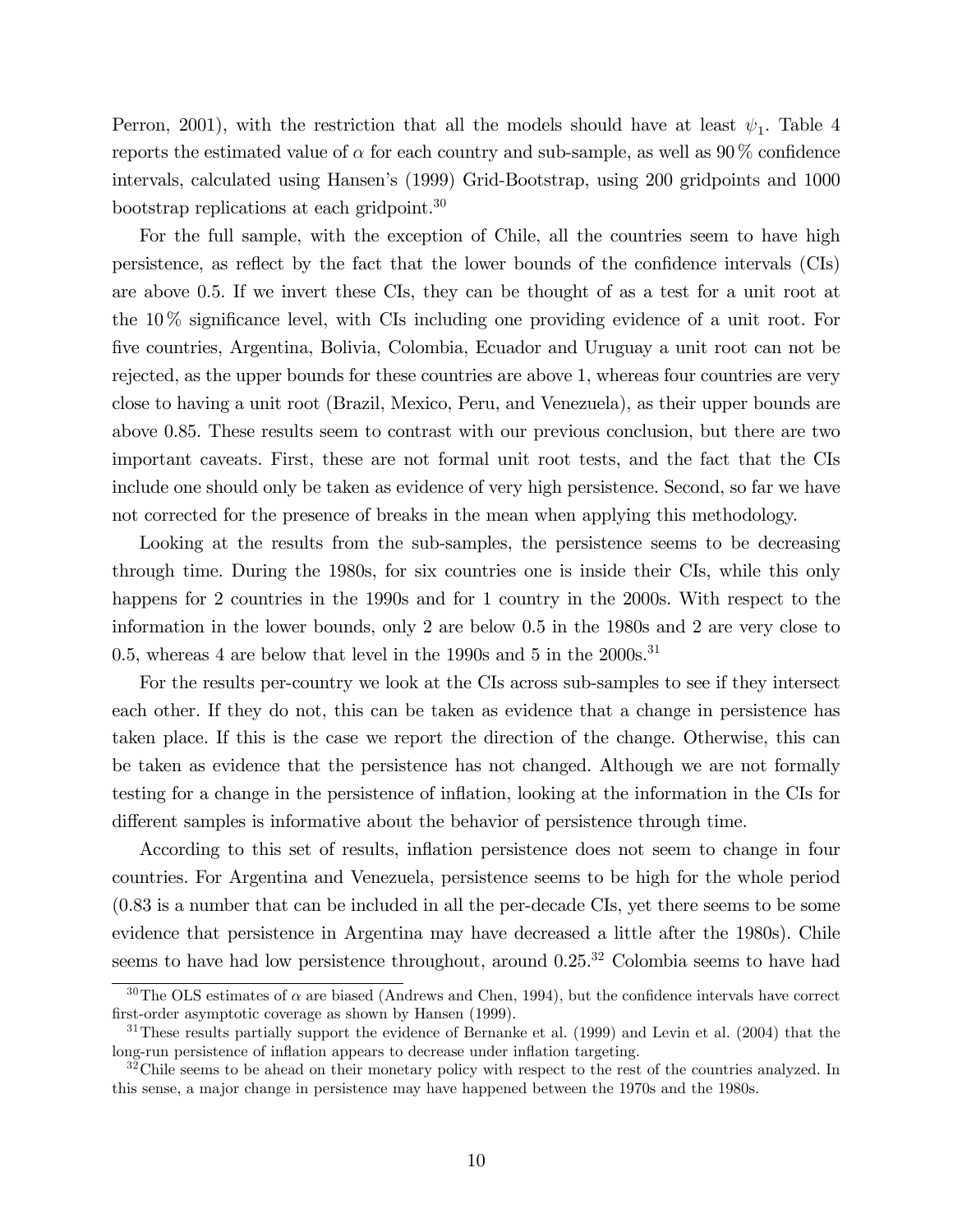Perron, 2001), with the restriction that all the models should have at least $\psi_1$. Table 4 reports the estimated value of $\alpha$ for each country and sub-sample, as well as 90 % confidence intervals, calculated using Hansen's (1999) Grid-Bootstrap, using 200 gridpoints and 1000 bootstrap replications at each gridpoint.[30]

For the full sample, with the exception of Chile, all the countries seem to have high persistence, as reflect by the fact that the lower bounds of the confidence intervals (CIs) are above 0.5. If we invert these CIs, they can be thought of as a test for a unit root at the 10 % significance level, with CIs including one providing evidence of a unit root. For five countries, Argentina, Bolivia, Colombia, Ecuador and Uruguay a unit root can not be rejected, as the upper bounds for these countries are above 1, whereas four countries are very close to having a unit root (Brazil, Mexico, Peru, and Venezuela), as their upper bounds are above 0.85. These results seem to contrast with our previous conclusion, but there are two important caveats. First, these are not formal unit root tests, and the fact that the CIs include one should only be taken as evidence of very high persistence. Second, so far we have not corrected for the presence of breaks in the mean when applying this methodology.

Looking at the results from the sub-samples, the persistence seems to be decreasing through time. During the 1980s, for six countries one is inside their CIs, while this only happens for 2 countries in the 1990s and for 1 country in the 2000s. With respect to the information in the lower bounds, only 2 are below 0.5 in the 1980s and 2 are very close to 0.5, whereas 4 are below that level in the 1990s and 5 in the 2000s.[31]

For the results per-country we look at the CIs across sub-samples to see if they intersect each other. If they do not, this can be taken as evidence that a change in persistence has taken place. If this is the case we report the direction of the change. Otherwise, this can be taken as evidence that the persistence has not changed. Although we are not formally testing for a change in the persistence of inflation, looking at the information in the CIs for different samples is informative about the behavior of persistence through time.

According to this set of results, inflation persistence does not seem to change in four countries. For Argentina and Venezuela, persistence seems to be high for the whole period (0.83 is a number that can be included in all the per-decade CIs, yet there seems to be some evidence that persistence in Argentina may have decreased a little after the 1980s). Chile seems to have had low persistence throughout, around 0.25.[32] Colombia seems to have had

[30] The OLS estimates of $\alpha$ are biased (Andrews and Chen, 1994), but the confidence intervals have correct first-order asymptotic coverage as shown by Hansen (1999).

[31] These results partially support the evidence of Bernanke et al. (1999) and Levin et al. (2004) that the long-run persistence of inflation appears to decrease under inflation targeting.

[32] Chile seems to be ahead on their monetary policy with respect to the rest of the countries analyzed. In this sense, a major change in persistence may have happened between the 1970s and the 1980s.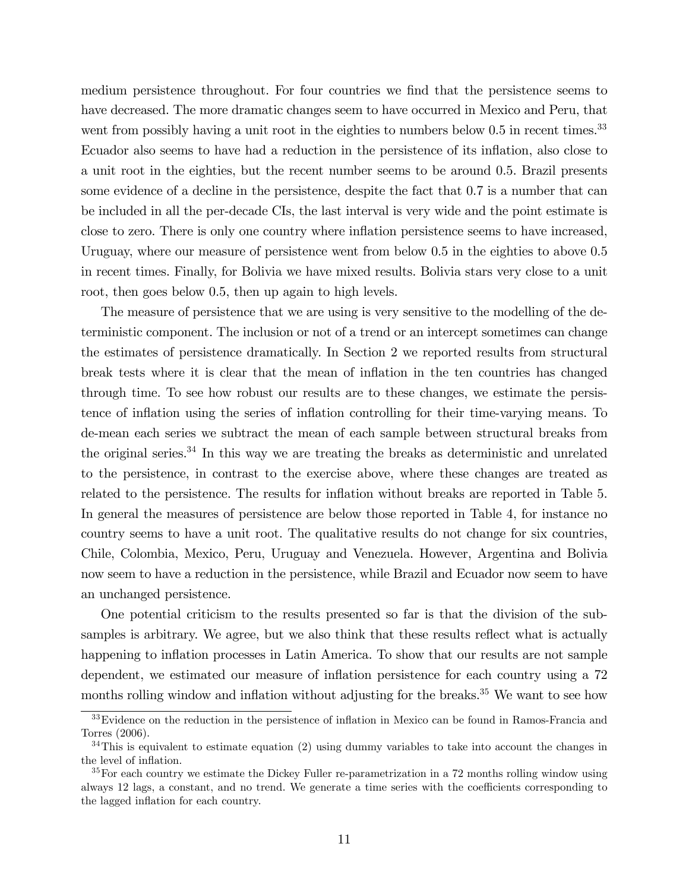medium persistence throughout. For four countries we find that the persistence seems to have decreased. The more dramatic changes seem to have occurred in Mexico and Peru, that went from possibly having a unit root in the eighties to numbers below 0.5 in recent times.[33] Ecuador also seems to have had a reduction in the persistence of its inflation, also close to a unit root in the eighties, but the recent number seems to be around 0.5. Brazil presents some evidence of a decline in the persistence, despite the fact that 0.7 is a number that can be included in all the per-decade CIs, the last interval is very wide and the point estimate is close to zero. There is only one country where inflation persistence seems to have increased, Uruguay, where our measure of persistence went from below 0.5 in the eighties to above 0.5 in recent times. Finally, for Bolivia we have mixed results. Bolivia stars very close to a unit root, then goes below 0.5, then up again to high levels.

The measure of persistence that we are using is very sensitive to the modelling of the deterministic component. The inclusion or not of a trend or an intercept sometimes can change the estimates of persistence dramatically. In Section 2 we reported results from structural break tests where it is clear that the mean of inflation in the ten countries has changed through time. To see how robust our results are to these changes, we estimate the persistence of inflation using the series of inflation controlling for their time-varying means. To de-mean each series we subtract the mean of each sample between structural breaks from the original series.[34] In this way we are treating the breaks as deterministic and unrelated to the persistence, in contrast to the exercise above, where these changes are treated as related to the persistence. The results for inflation without breaks are reported in Table 5. In general the measures of persistence are below those reported in Table 4, for instance no country seems to have a unit root. The qualitative results do not change for six countries, Chile, Colombia, Mexico, Peru, Uruguay and Venezuela. However, Argentina and Bolivia now seem to have a reduction in the persistence, while Brazil and Ecuador now seem to have an unchanged persistence.

One potential criticism to the results presented so far is that the division of the subsamples is arbitrary. We agree, but we also think that these results reflect what is actually happening to inflation processes in Latin America. To show that our results are not sample dependent, we estimated our measure of inflation persistence for each country using a 72 months rolling window and inflation without adjusting for the breaks.[35] We want to see how

[33] Evidence on the reduction in the persistence of inflation in Mexico can be found in Ramos-Francia and Torres (2006).

[34] This is equivalent to estimate equation (2) using dummy variables to take into account the changes in the level of inflation.

[35] For each country we estimate the Dickey Fuller re-parametrization in a 72 months rolling window using always 12 lags, a constant, and no trend. We generate a time series with the coefficients corresponding to the lagged inflation for each country.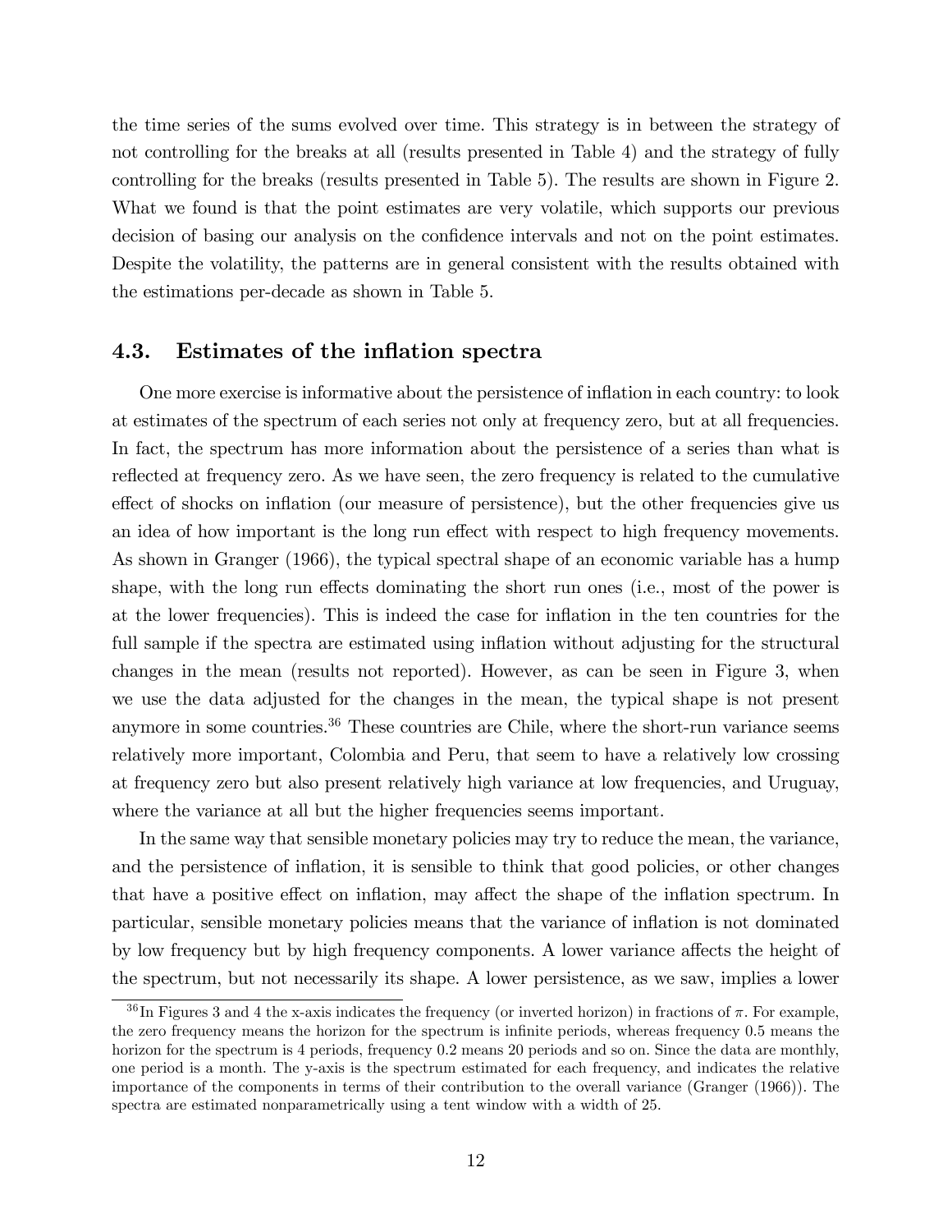the time series of the sums evolved over time. This strategy is in between the strategy of not controlling for the breaks at all (results presented in Table 4) and the strategy of fully controlling for the breaks (results presented in Table 5). The results are shown in Figure 2. What we found is that the point estimates are very volatile, which supports our previous decision of basing our analysis on the confidence intervals and not on the point estimates. Despite the volatility, the patterns are in general consistent with the results obtained with the estimations per-decade as shown in Table 5.

### 4.3. Estimates of the inflation spectra

One more exercise is informative about the persistence of inflation in each country: to look at estimates of the spectrum of each series not only at frequency zero, but at all frequencies. In fact, the spectrum has more information about the persistence of a series than what is reflected at frequency zero. As we have seen, the zero frequency is related to the cumulative effect of shocks on inflation (our measure of persistence), but the other frequencies give us an idea of how important is the long run effect with respect to high frequency movements. As shown in Granger (1966), the typical spectral shape of an economic variable has a hump shape, with the long run effects dominating the short run ones (i.e., most of the power is at the lower frequencies). This is indeed the case for inflation in the ten countries for the full sample if the spectra are estimated using inflation without adjusting for the structural changes in the mean (results not reported). However, as can be seen in Figure 3, when we use the data adjusted for the changes in the mean, the typical shape is not present anymore in some countries.[36] These countries are Chile, where the short-run variance seems relatively more important, Colombia and Peru, that seem to have a relatively low crossing at frequency zero but also present relatively high variance at low frequencies, and Uruguay, where the variance at all but the higher frequencies seems important.

In the same way that sensible monetary policies may try to reduce the mean, the variance, and the persistence of inflation, it is sensible to think that good policies, or other changes that have a positive effect on inflation, may affect the shape of the inflation spectrum. In particular, sensible monetary policies means that the variance of inflation is not dominated by low frequency but by high frequency components. A lower variance affects the height of the spectrum, but not necessarily its shape. A lower persistence, as we saw, implies a lower

[36] In Figures 3 and 4 the x-axis indicates the frequency (or inverted horizon) in fractions of $\pi$. For example, the zero frequency means the horizon for the spectrum is infinite periods, whereas frequency 0.5 means the horizon for the spectrum is 4 periods, frequency 0.2 means 20 periods and so on. Since the data are monthly, one period is a month. The y-axis is the spectrum estimated for each frequency, and indicates the relative importance of the components in terms of their contribution to the overall variance (Granger (1966)). The spectra are estimated nonparametrically using a tent window with a width of 25.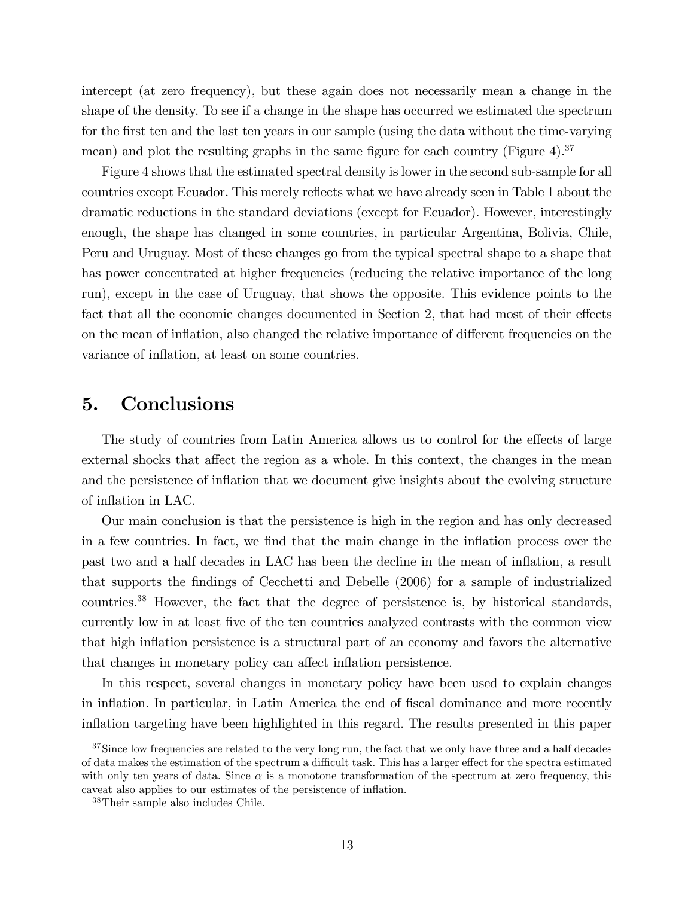intercept (at zero frequency), but these again does not necessarily mean a change in the shape of the density. To see if a change in the shape has occurred we estimated the spectrum for the first ten and the last ten years in our sample (using the data without the time-varying mean) and plot the resulting graphs in the same figure for each country (Figure 4).[37]

Figure 4 shows that the estimated spectral density is lower in the second sub-sample for all countries except Ecuador. This merely reflects what we have already seen in Table 1 about the dramatic reductions in the standard deviations (except for Ecuador). However, interestingly enough, the shape has changed in some countries, in particular Argentina, Bolivia, Chile, Peru and Uruguay. Most of these changes go from the typical spectral shape to a shape that has power concentrated at higher frequencies (reducing the relative importance of the long run), except in the case of Uruguay, that shows the opposite. This evidence points to the fact that all the economic changes documented in Section 2, that had most of their effects on the mean of inflation, also changed the relative importance of different frequencies on the variance of inflation, at least on some countries.

# 5. Conclusions

The study of countries from Latin America allows us to control for the effects of large external shocks that affect the region as a whole. In this context, the changes in the mean and the persistence of inflation that we document give insights about the evolving structure of inflation in LAC.

Our main conclusion is that the persistence is high in the region and has only decreased in a few countries. In fact, we find that the main change in the inflation process over the past two and a half decades in LAC has been the decline in the mean of inflation, a result that supports the findings of Cecchetti and Debelle (2006) for a sample of industrialized countries.[38] However, the fact that the degree of persistence is, by historical standards, currently low in at least five of the ten countries analyzed contrasts with the common view that high inflation persistence is a structural part of an economy and favors the alternative that changes in monetary policy can affect inflation persistence.

In this respect, several changes in monetary policy have been used to explain changes in inflation. In particular, in Latin America the end of fiscal dominance and more recently inflation targeting have been highlighted in this regard. The results presented in this paper

[37] Since low frequencies are related to the very long run, the fact that we only have three and a half decades of data makes the estimation of the spectrum a difficult task. This has a larger effect for the spectra estimated with only ten years of data. Since $\alpha$ is a monotone transformation of the spectrum at zero frequency, this caveat also applies to our estimates of the persistence of inflation.

[38] Their sample also includes Chile.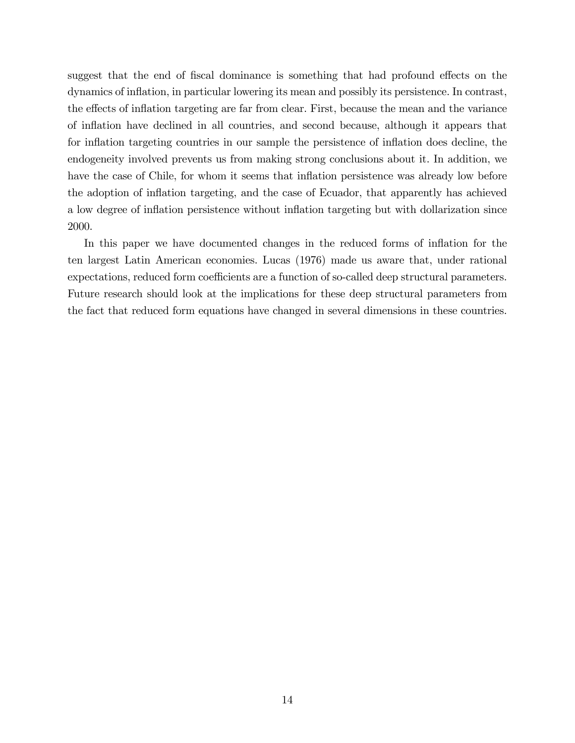suggest that the end of fiscal dominance is something that had profound effects on the dynamics of inflation, in particular lowering its mean and possibly its persistence. In contrast, the effects of inflation targeting are far from clear. First, because the mean and the variance of inflation have declined in all countries, and second because, although it appears that for inflation targeting countries in our sample the persistence of inflation does decline, the endogeneity involved prevents us from making strong conclusions about it. In addition, we have the case of Chile, for whom it seems that inflation persistence was already low before the adoption of inflation targeting, and the case of Ecuador, that apparently has achieved a low degree of inflation persistence without inflation targeting but with dollarization since 2000.

In this paper we have documented changes in the reduced forms of inflation for the ten largest Latin American economies. Lucas (1976) made us aware that, under rational expectations, reduced form coefficients are a function of so-called deep structural parameters. Future research should look at the implications for these deep structural parameters from the fact that reduced form equations have changed in several dimensions in these countries.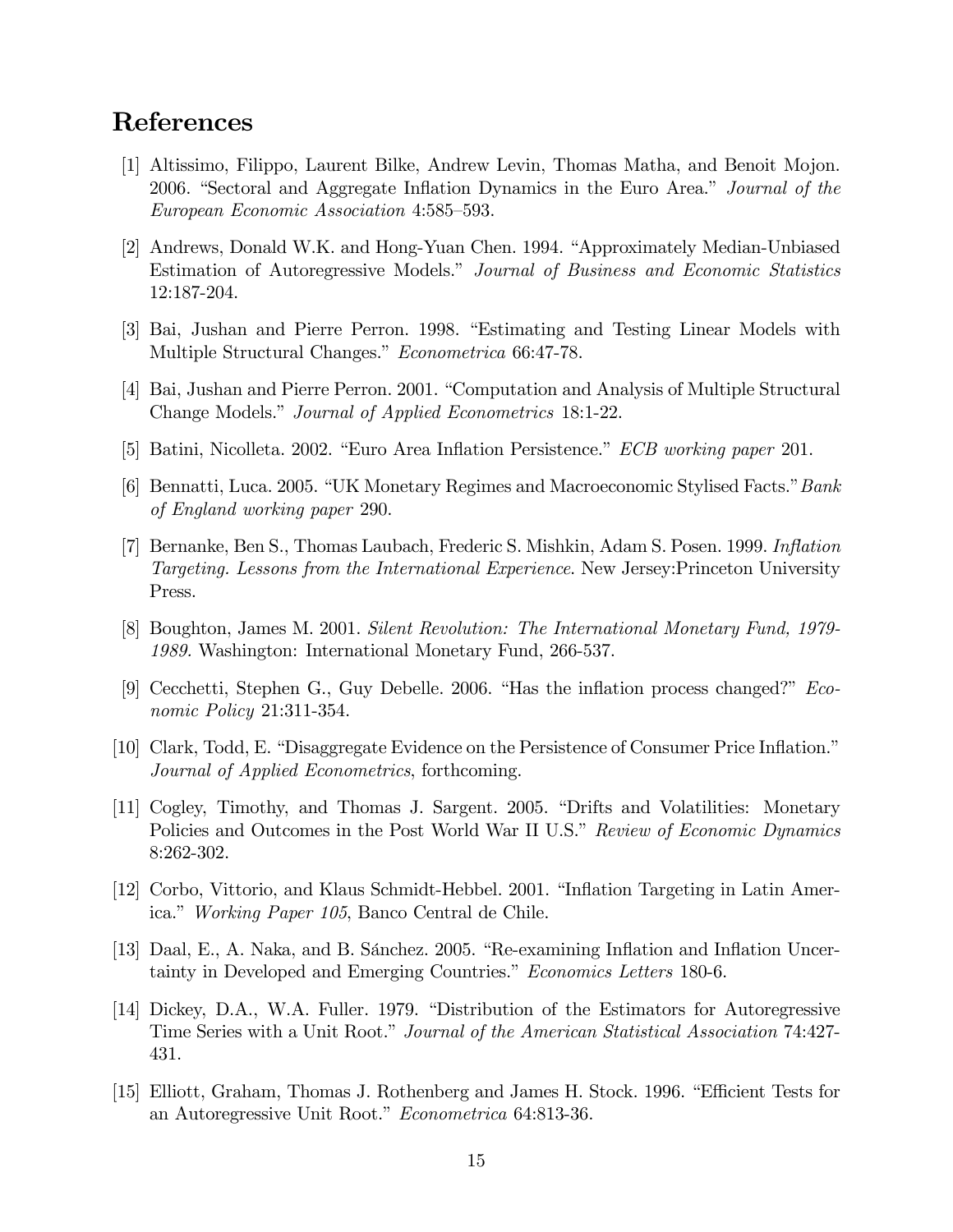# References

[1] Altissimo, Filippo, Laurent Bilke, Andrew Levin, Thomas Matha, and Benoit Mojon. 2006. "Sectoral and Aggregate Inflation Dynamics in the Euro Area." *Journal of the European Economic Association* 4:585–593.

[2] Andrews, Donald W.K. and Hong-Yuan Chen. 1994. "Approximately Median-Unbiased Estimation of Autoregressive Models." *Journal of Business and Economic Statistics* 12:187-204.

[3] Bai, Jushan and Pierre Perron. 1998. "Estimating and Testing Linear Models with Multiple Structural Changes." *Econometrica* 66:47-78.

[4] Bai, Jushan and Pierre Perron. 2001. "Computation and Analysis of Multiple Structural Change Models." *Journal of Applied Econometrics* 18:1-22.

[5] Batini, Nicolleta. 2002. "Euro Area Inflation Persistence." *ECB working paper* 201.

[6] Bennatti, Luca. 2005. "UK Monetary Regimes and Macroeconomic Stylised Facts." *Bank of England working paper* 290.

[7] Bernanke, Ben S., Thomas Laubach, Frederic S. Mishkin, Adam S. Posen. 1999. *Inflation Targeting. Lessons from the International Experience*. New Jersey:Princeton University Press.

[8] Boughton, James M. 2001. *Silent Revolution: The International Monetary Fund, 1979-1989.* Washington: International Monetary Fund, 266-537.

[9] Cecchetti, Stephen G., Guy Debelle. 2006. "Has the inflation process changed?" *Economic Policy* 21:311-354.

[10] Clark, Todd, E. "Disaggregate Evidence on the Persistence of Consumer Price Inflation." *Journal of Applied Econometrics*, forthcoming.

[11] Cogley, Timothy, and Thomas J. Sargent. 2005. "Drifts and Volatilities: Monetary Policies and Outcomes in the Post World War II U.S." *Review of Economic Dynamics* 8:262-302.

[12] Corbo, Vittorio, and Klaus Schmidt-Hebbel. 2001. "Inflation Targeting in Latin America." *Working Paper 105*, Banco Central de Chile.

[13] Daal, E., A. Naka, and B. Sánchez. 2005. "Re-examining Inflation and Inflation Uncertainty in Developed and Emerging Countries." *Economics Letters* 180-6.

[14] Dickey, D.A., W.A. Fuller. 1979. "Distribution of the Estimators for Autoregressive Time Series with a Unit Root." *Journal of the American Statistical Association* 74:427-431.

[15] Elliott, Graham, Thomas J. Rothenberg and James H. Stock. 1996. "Efficient Tests for an Autoregressive Unit Root." *Econometrica* 64:813-36.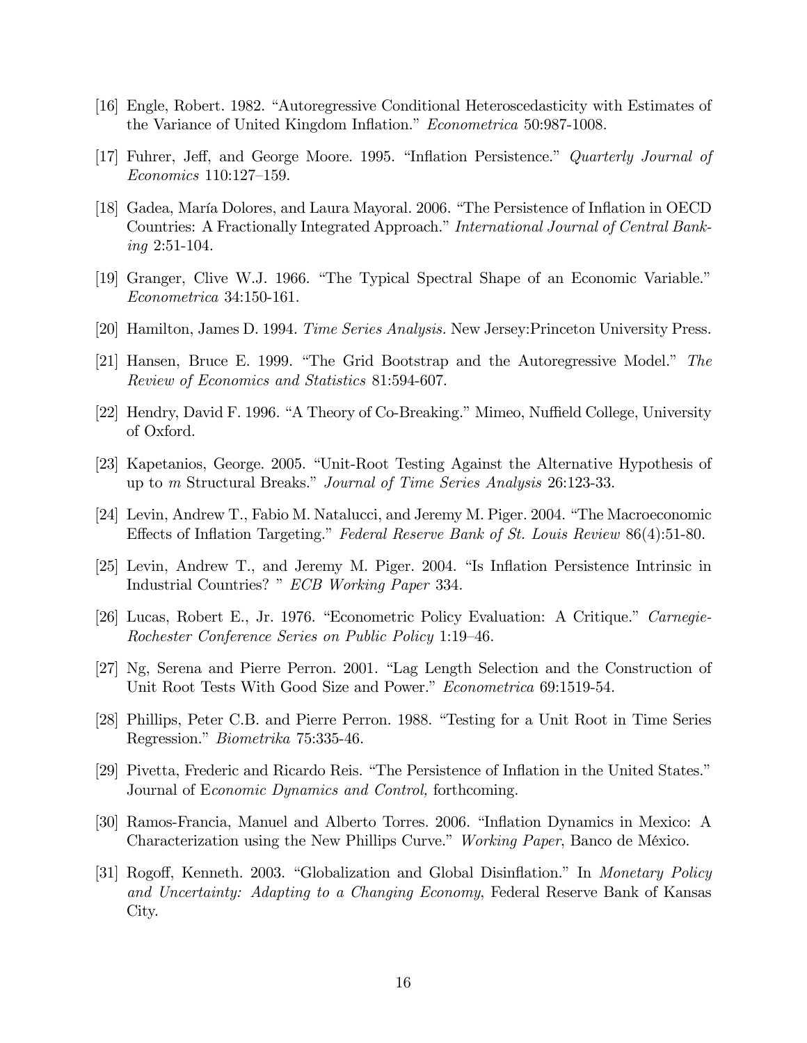[16] Engle, Robert. 1982. "Autoregressive Conditional Heteroscedasticity with Estimates of the Variance of United Kingdom Inflation." *Econometrica* 50:987-1008.

[17] Fuhrer, Jeff, and George Moore. 1995. "Inflation Persistence." *Quarterly Journal of Economics* 110:127–159.

[18] Gadea, María Dolores, and Laura Mayoral. 2006. "The Persistence of Inflation in OECD Countries: A Fractionally Integrated Approach." *International Journal of Central Banking* 2:51-104.

[19] Granger, Clive W.J. 1966. "The Typical Spectral Shape of an Economic Variable." *Econometrica* 34:150-161.

[20] Hamilton, James D. 1994. *Time Series Analysis.* New Jersey:Princeton University Press.

[21] Hansen, Bruce E. 1999. "The Grid Bootstrap and the Autoregressive Model." *The Review of Economics and Statistics* 81:594-607.

[22] Hendry, David F. 1996. "A Theory of Co-Breaking." Mimeo, Nuffield College, University of Oxford.

[23] Kapetanios, George. 2005. "Unit-Root Testing Against the Alternative Hypothesis of up to $m$ Structural Breaks." *Journal of Time Series Analysis* 26:123-33.

[24] Levin, Andrew T., Fabio M. Natalucci, and Jeremy M. Piger. 2004. "The Macroeconomic Effects of Inflation Targeting." *Federal Reserve Bank of St. Louis Review* 86(4):51-80.

[25] Levin, Andrew T., and Jeremy M. Piger. 2004. "Is Inflation Persistence Intrinsic in Industrial Countries? " *ECB Working Paper* 334.

[26] Lucas, Robert E., Jr. 1976. "Econometric Policy Evaluation: A Critique." *Carnegie-Rochester Conference Series on Public Policy* 1:19–46.

[27] Ng, Serena and Pierre Perron. 2001. "Lag Length Selection and the Construction of Unit Root Tests With Good Size and Power." *Econometrica* 69:1519-54.

[28] Phillips, Peter C.B. and Pierre Perron. 1988. "Testing for a Unit Root in Time Series Regression." *Biometrika* 75:335-46.

[29] Pivetta, Frederic and Ricardo Reis. "The Persistence of Inflation in the United States." Journal of E*conomic Dynamics and Control,* forthcoming.

[30] Ramos-Francia, Manuel and Alberto Torres. 2006. "Inflation Dynamics in Mexico: A Characterization using the New Phillips Curve." *Working Paper*, Banco de México.

[31] Rogoff, Kenneth. 2003. "Globalization and Global Disinflation." In *Monetary Policy and Uncertainty: Adapting to a Changing Economy*, Federal Reserve Bank of Kansas City.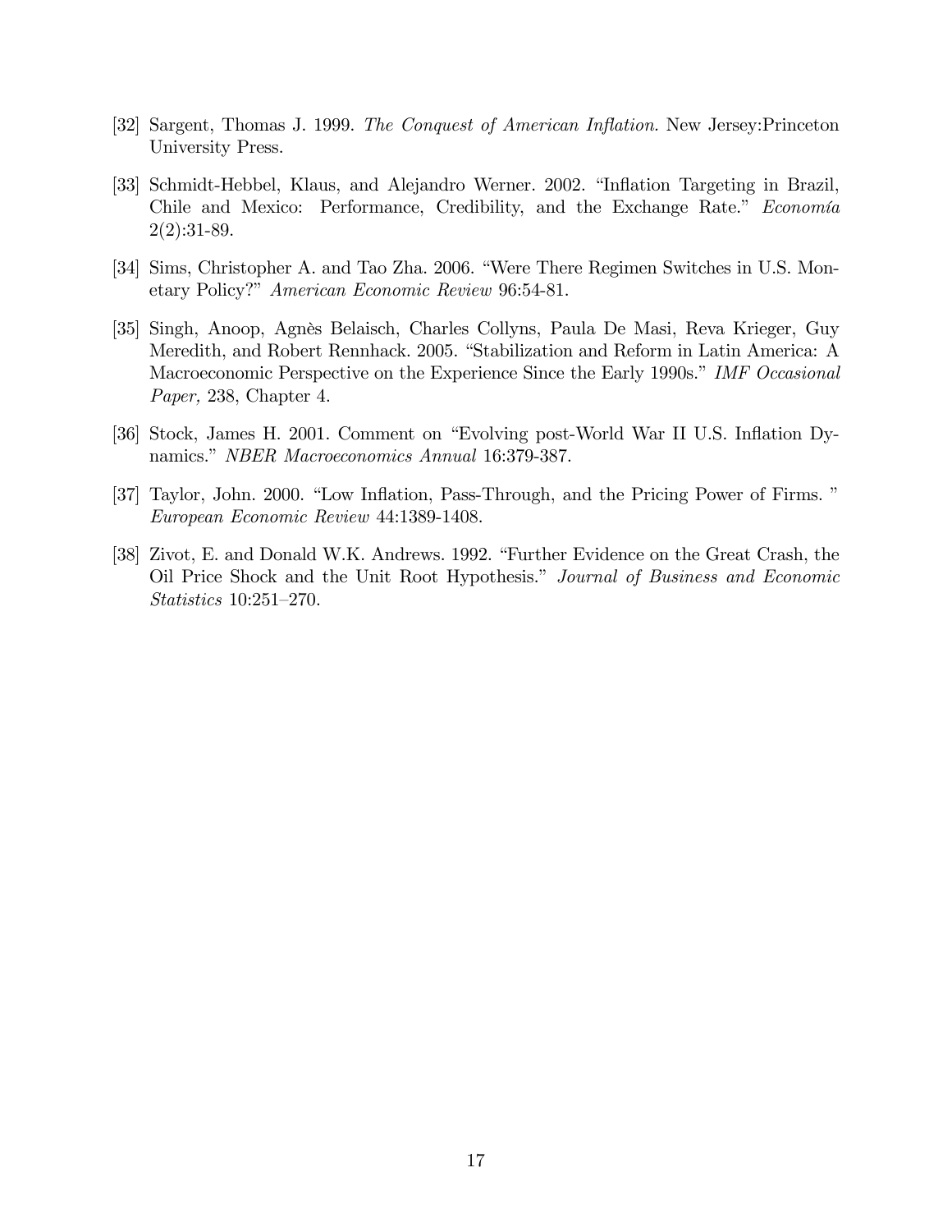[32] Sargent, Thomas J. 1999. *The Conquest of American Inflation.* New Jersey:Princeton University Press.

[33] Schmidt-Hebbel, Klaus, and Alejandro Werner. 2002. "Inflation Targeting in Brazil, Chile and Mexico: Performance, Credibility, and the Exchange Rate." *Economía* 2(2):31-89.

[34] Sims, Christopher A. and Tao Zha. 2006. "Were There Regimen Switches in U.S. Monetary Policy?" *American Economic Review* 96:54-81.

[35] Singh, Anoop, Agnès Belaisch, Charles Collyns, Paula De Masi, Reva Krieger, Guy Meredith, and Robert Rennhack. 2005. "Stabilization and Reform in Latin America: A Macroeconomic Perspective on the Experience Since the Early 1990s." *IMF Occasional Paper,* 238, Chapter 4.

[36] Stock, James H. 2001. Comment on "Evolving post-World War II U.S. Inflation Dynamics." *NBER Macroeconomics Annual* 16:379-387.

[37] Taylor, John. 2000. "Low Inflation, Pass-Through, and the Pricing Power of Firms. " *European Economic Review* 44:1389-1408.

[38] Zivot, E. and Donald W.K. Andrews. 1992. "Further Evidence on the Great Crash, the Oil Price Shock and the Unit Root Hypothesis." *Journal of Business and Economic Statistics* 10:251–270.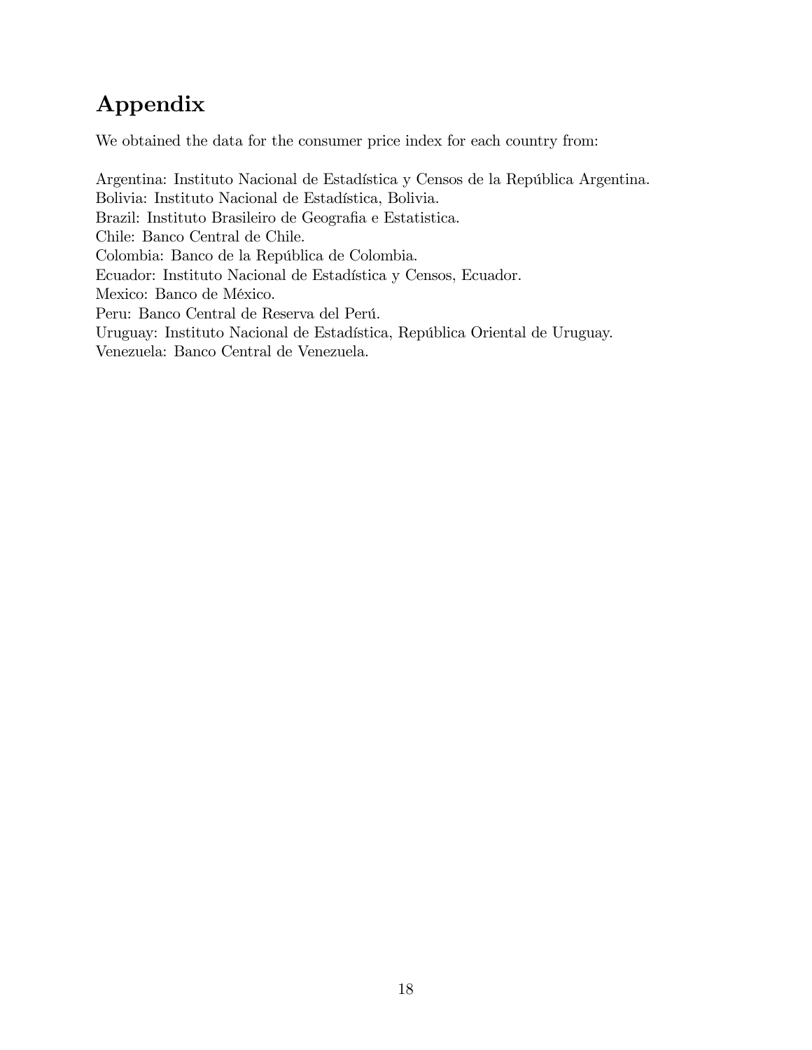# Appendix

We obtained the data for the consumer price index for each country from:

Argentina: Instituto Nacional de Estadística y Censos de la República Argentina.
Bolivia: Instituto Nacional de Estadística, Bolivia.
Brazil: Instituto Brasileiro de Geografia e Estatistica.
Chile: Banco Central de Chile.
Colombia: Banco de la República de Colombia.
Ecuador: Instituto Nacional de Estadística y Censos, Ecuador.
Mexico: Banco de México.
Peru: Banco Central de Reserva del Perú.
Uruguay: Instituto Nacional de Estadística, República Oriental de Uruguay.
Venezuela: Banco Central de Venezuela.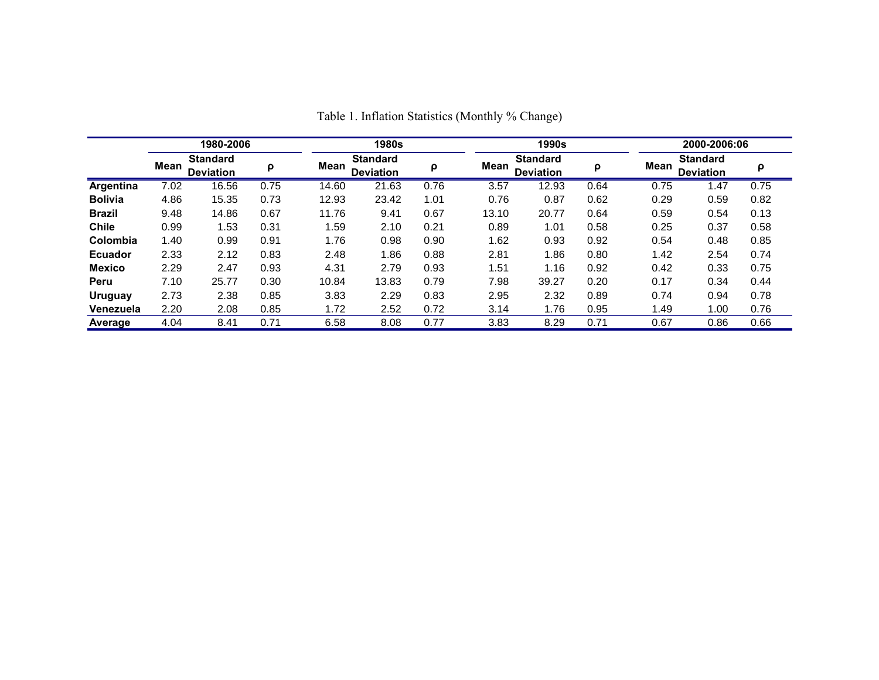Table 1. Inflation Statistics (Monthly % Change)

| | 1980-2006 | | | 1980s | | | 1990s | | | 2000-2006:06 | | |
|---|---|---|---|---|---|---|---|---|---|---|---|---|
| | Mean | Standard Deviation | ρ | Mean | Standard Deviation | ρ | Mean | Standard Deviation | ρ | Mean | Standard Deviation | ρ |
| **Argentina** | 7.02 | 16.56 | 0.75 | 14.60 | 21.63 | 0.76 | 3.57 | 12.93 | 0.64 | 0.75 | 1.47 | 0.75 |
| **Bolivia** | 4.86 | 15.35 | 0.73 | 12.93 | 23.42 | 1.01 | 0.76 | 0.87 | 0.62 | 0.29 | 0.59 | 0.82 |
| **Brazil** | 9.48 | 14.86 | 0.67 | 11.76 | 9.41 | 0.67 | 13.10 | 20.77 | 0.64 | 0.59 | 0.54 | 0.13 |
| **Chile** | 0.99 | 1.53 | 0.31 | 1.59 | 2.10 | 0.21 | 0.89 | 1.01 | 0.58 | 0.25 | 0.37 | 0.58 |
| **Colombia** | 1.40 | 0.99 | 0.91 | 1.76 | 0.98 | 0.90 | 1.62 | 0.93 | 0.92 | 0.54 | 0.48 | 0.85 |
| **Ecuador** | 2.33 | 2.12 | 0.83 | 2.48 | 1.86 | 0.88 | 2.81 | 1.86 | 0.80 | 1.42 | 2.54 | 0.74 |
| **Mexico** | 2.29 | 2.47 | 0.93 | 4.31 | 2.79 | 0.93 | 1.51 | 1.16 | 0.92 | 0.42 | 0.33 | 0.75 |
| **Peru** | 7.10 | 25.77 | 0.30 | 10.84 | 13.83 | 0.79 | 7.98 | 39.27 | 0.20 | 0.17 | 0.34 | 0.44 |
| **Uruguay** | 2.73 | 2.38 | 0.85 | 3.83 | 2.29 | 0.83 | 2.95 | 2.32 | 0.89 | 0.74 | 0.94 | 0.78 |
| **Venezuela** | 2.20 | 2.08 | 0.85 | 1.72 | 2.52 | 0.72 | 3.14 | 1.76 | 0.95 | 1.49 | 1.00 | 0.76 |
| **Average** | 4.04 | 8.41 | 0.71 | 6.58 | 8.08 | 0.77 | 3.83 | 8.29 | 0.71 | 0.67 | 0.86 | 0.66 |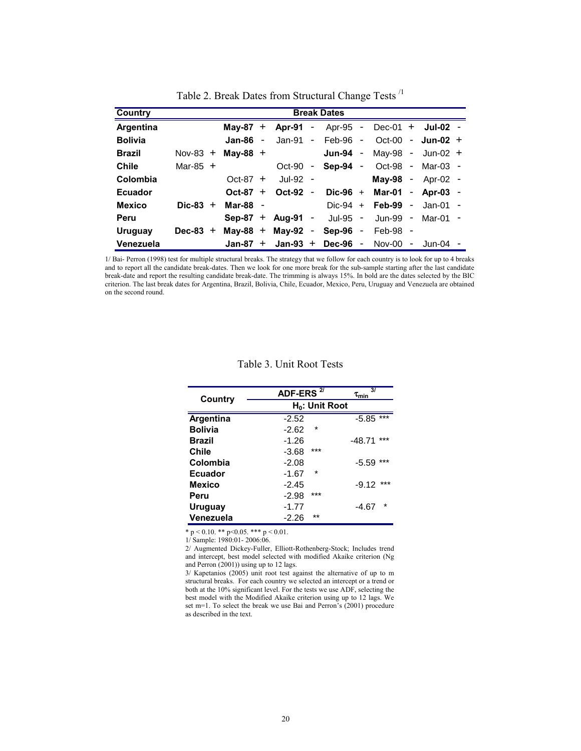Table 2. Break Dates from Structural Change Tests [1]

| Country | Break Dates | | | | | |
|---|---|---|---|---|---|---|
| **Argentina** | | **May-87** + | **Apr-91** - | Apr-95 - | Dec-01 + | **Jul-02** - |
| **Bolivia** | | **Jan-86** - | Jan-91 - | Feb-96 - | Oct-00 - | **Jun-02** + |
| **Brazil** | Nov-83 + | **May-88** + | | **Jun-94** - | May-98 - | Jun-02 + |
| **Chile** | Mar-85 + | | Oct-90 - | **Sep-94** - | Oct-98 - | Mar-03 - |
| **Colombia** | | Oct-87 + | Jul-92 - | | **May-98** - | Apr-02 - |
| **Ecuador** | | **Oct-87** + | **Oct-92** - | **Dic-96** + | **Mar-01** - | **Apr-03** - |
| **Mexico** | **Dic-83** + | **Mar-88** - | | Dic-94 + | **Feb-99** - | Jan-01 - |
| **Peru** | | **Sep-87** + | **Aug-91** - | Jul-95 - | Jun-99 - | Mar-01 - |
| **Uruguay** | **Dec-83** + | **May-88** + | **May-92** - | **Sep-96** - | Feb-98 - | |
| **Venezuela** | | **Jan-87** + | **Jan-93** + | **Dec-96** - | Nov-00 - | Jun-04 - |

1/ Bai- Perron (1998) test for multiple structural breaks. The strategy that we follow for each country is to look for up to 4 breaks and to report all the candidate break-dates. Then we look for one more break for the sub-sample starting after the last candidate break-date and report the resulting candidate break-date. The trimming is always 15%. In bold are the dates selected by the BIC criterion. The last break dates for Argentina, Brazil, Bolivia, Chile, Ecuador, Mexico, Peru, Uruguay and Venezuela are obtained on the second round.

Table 3. Unit Root Tests

| Country | ADF-ERS [2/] | $\tau_{min}$ [3/] |
|---|---|---|
| | $H_0$: Unit Root | |
| **Argentina** | -2.52 | -5.85 *** |
| **Bolivia** | -2.62 * | |
| **Brazil** | -1.26 | -48.71 *** |
| **Chile** | -3.68 *** | |
| **Colombia** | -2.08 | -5.59 *** |
| **Ecuador** | -1.67 * | |
| **Mexico** | -2.45 | -9.12 *** |
| **Peru** | -2.98 *** | |
| **Uruguay** | -1.77 | -4.67 * |
| **Venezuela** | -2.26 ** | |

\* p < 0.10. ** p<0.05. *** p < 0.01.

1/ Sample: 1980:01- 2006:06.

2/ Augmented Dickey-Fuller, Elliott-Rothenberg-Stock; Includes trend and intercept, best model selected with modified Akaike criterion (Ng and Perron (2001)) using up to 12 lags.

3/ Kapetanios (2005) unit root test against the alternative of up to m structural breaks. For each country we selected an intercept or a trend or both at the 10% significant level. For the tests we use ADF, selecting the best model with the Modified Akaike criterion using up to 12 lags. We set m=1. To select the break we use Bai and Perron's (2001) procedure as described in the text.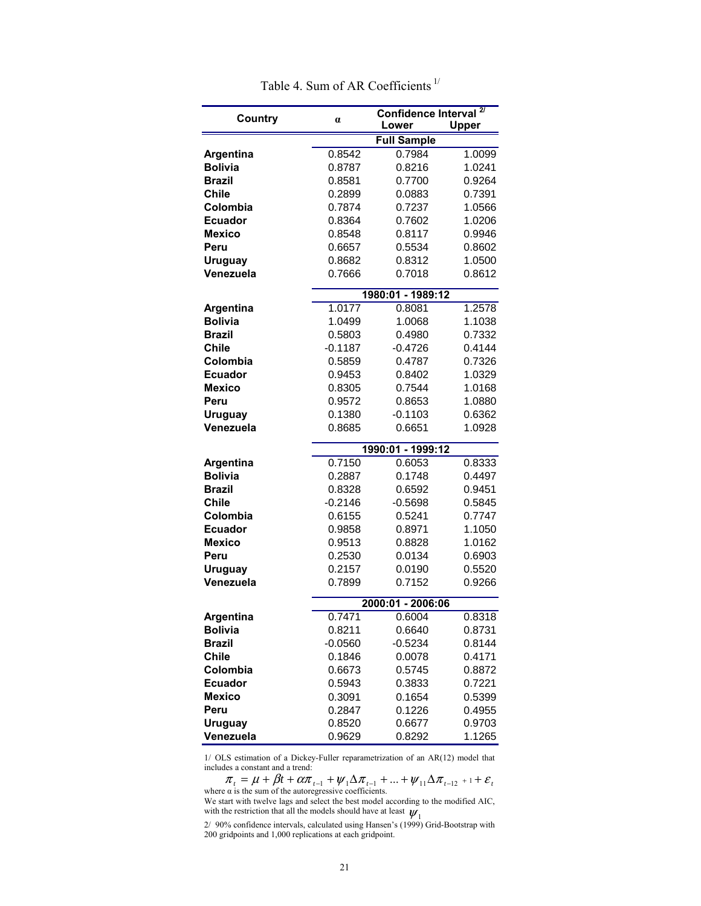Table 4. Sum of AR Coefficients [1/]

| Country | α | Confidence Interval [2/] Lower | Upper |
|---|---|---|---|
| | **Full Sample** | | |
| **Argentina** | 0.8542 | 0.7984 | 1.0099 |
| **Bolivia** | 0.8787 | 0.8216 | 1.0241 |
| **Brazil** | 0.8581 | 0.7700 | 0.9264 |
| **Chile** | 0.2899 | 0.0883 | 0.7391 |
| **Colombia** | 0.7874 | 0.7237 | 1.0566 |
| **Ecuador** | 0.8364 | 0.7602 | 1.0206 |
| **Mexico** | 0.8548 | 0.8117 | 0.9946 |
| **Peru** | 0.6657 | 0.5534 | 0.8602 |
| **Uruguay** | 0.8682 | 0.8312 | 1.0500 |
| **Venezuela** | 0.7666 | 0.7018 | 0.8612 |
| | **1980:01 - 1989:12** | | |
| **Argentina** | 1.0177 | 0.8081 | 1.2578 |
| **Bolivia** | 1.0499 | 1.0068 | 1.1038 |
| **Brazil** | 0.5803 | 0.4980 | 0.7332 |
| **Chile** | -0.1187 | -0.4726 | 0.4144 |
| **Colombia** | 0.5859 | 0.4787 | 0.7326 |
| **Ecuador** | 0.9453 | 0.8402 | 1.0329 |
| **Mexico** | 0.8305 | 0.7544 | 1.0168 |
| **Peru** | 0.9572 | 0.8653 | 1.0880 |
| **Uruguay** | 0.1380 | -0.1103 | 0.6362 |
| **Venezuela** | 0.8685 | 0.6651 | 1.0928 |
| | **1990:01 - 1999:12** | | |
| **Argentina** | 0.7150 | 0.6053 | 0.8333 |
| **Bolivia** | 0.2887 | 0.1748 | 0.4497 |
| **Brazil** | 0.8328 | 0.6592 | 0.9451 |
| **Chile** | -0.2146 | -0.5698 | 0.5845 |
| **Colombia** | 0.6155 | 0.5241 | 0.7747 |
| **Ecuador** | 0.9858 | 0.8971 | 1.1050 |
| **Mexico** | 0.9513 | 0.8828 | 1.0162 |
| **Peru** | 0.2530 | 0.0134 | 0.6903 |
| **Uruguay** | 0.2157 | 0.0190 | 0.5520 |
| **Venezuela** | 0.7899 | 0.7152 | 0.9266 |
| | **2000:01 - 2006:06** | | |
| **Argentina** | 0.7471 | 0.6004 | 0.8318 |
| **Bolivia** | 0.8211 | 0.6640 | 0.8731 |
| **Brazil** | -0.0560 | -0.5234 | 0.8144 |
| **Chile** | 0.1846 | 0.0078 | 0.4171 |
| **Colombia** | 0.6673 | 0.5745 | 0.8872 |
| **Ecuador** | 0.5943 | 0.3833 | 0.7221 |
| **Mexico** | 0.3091 | 0.1654 | 0.5399 |
| **Peru** | 0.2847 | 0.1226 | 0.4955 |
| **Uruguay** | 0.8520 | 0.6677 | 0.9703 |
| **Venezuela** | 0.9629 | 0.8292 | 1.1265 |

1/ OLS estimation of a Dickey-Fuller reparametrization of an AR(12) model that includes a constant and a trend:

$$\pi_t = \mu + \beta t + \alpha \pi_{t-1} + \psi_1 \Delta \pi_{t-1} + \ldots + \psi_{11} \Delta \pi_{t-12+1} + \varepsilon_t$$

where α is the sum of the autoregressive coefficients.

We start with twelve lags and select the best model according to the modified AIC, with the restriction that all the models should have at least $\psi_1$

2/ 90% confidence intervals, calculated using Hansen's (1999) Grid-Bootstrap with 200 gridpoints and 1,000 replications at each gridpoint.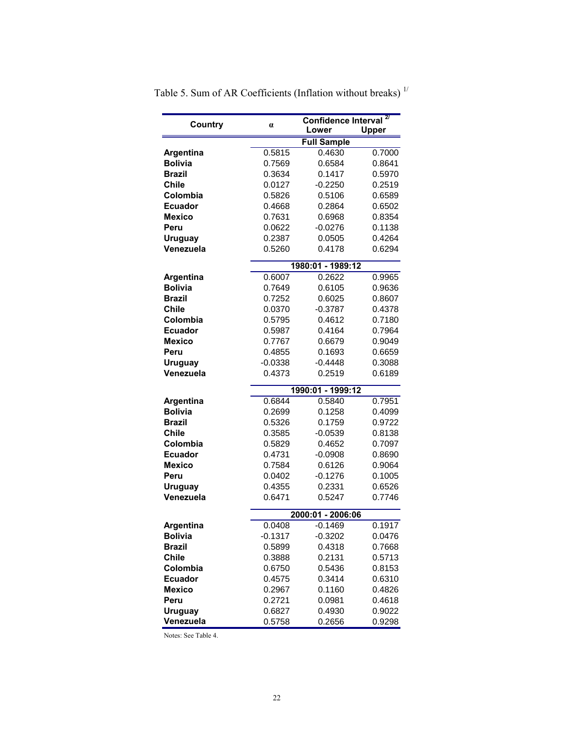Table 5. Sum of AR Coefficients (Inflation without breaks) [1/]

| Country | α | Confidence Interval [2/] Lower | Upper |
|---|---|---|---|
| | **Full Sample** | | |
| **Argentina** | 0.5815 | 0.4630 | 0.7000 |
| **Bolivia** | 0.7569 | 0.6584 | 0.8641 |
| **Brazil** | 0.3634 | 0.1417 | 0.5970 |
| **Chile** | 0.0127 | -0.2250 | 0.2519 |
| **Colombia** | 0.5826 | 0.5106 | 0.6589 |
| **Ecuador** | 0.4668 | 0.2864 | 0.6502 |
| **Mexico** | 0.7631 | 0.6968 | 0.8354 |
| **Peru** | 0.0622 | -0.0276 | 0.1138 |
| **Uruguay** | 0.2387 | 0.0505 | 0.4264 |
| **Venezuela** | 0.5260 | 0.4178 | 0.6294 |
| | **1980:01 - 1989:12** | | |
| **Argentina** | 0.6007 | 0.2622 | 0.9965 |
| **Bolivia** | 0.7649 | 0.6105 | 0.9636 |
| **Brazil** | 0.7252 | 0.6025 | 0.8607 |
| **Chile** | 0.0370 | -0.3787 | 0.4378 |
| **Colombia** | 0.5795 | 0.4612 | 0.7180 |
| **Ecuador** | 0.5987 | 0.4164 | 0.7964 |
| **Mexico** | 0.7767 | 0.6679 | 0.9049 |
| **Peru** | 0.4855 | 0.1693 | 0.6659 |
| **Uruguay** | -0.0338 | -0.4448 | 0.3088 |
| **Venezuela** | 0.4373 | 0.2519 | 0.6189 |
| | **1990:01 - 1999:12** | | |
| **Argentina** | 0.6844 | 0.5840 | 0.7951 |
| **Bolivia** | 0.2699 | 0.1258 | 0.4099 |
| **Brazil** | 0.5326 | 0.1759 | 0.9722 |
| **Chile** | 0.3585 | -0.0539 | 0.8138 |
| **Colombia** | 0.5829 | 0.4652 | 0.7097 |
| **Ecuador** | 0.4731 | -0.0908 | 0.8690 |
| **Mexico** | 0.7584 | 0.6126 | 0.9064 |
| **Peru** | 0.0402 | -0.1276 | 0.1005 |
| **Uruguay** | 0.4355 | 0.2331 | 0.6526 |
| **Venezuela** | 0.6471 | 0.5247 | 0.7746 |
| | **2000:01 - 2006:06** | | |
| **Argentina** | 0.0408 | -0.1469 | 0.1917 |
| **Bolivia** | -0.1317 | -0.3202 | 0.0476 |
| **Brazil** | 0.5899 | 0.4318 | 0.7668 |
| **Chile** | 0.3888 | 0.2131 | 0.5713 |
| **Colombia** | 0.6750 | 0.5436 | 0.8153 |
| **Ecuador** | 0.4575 | 0.3414 | 0.6310 |
| **Mexico** | 0.2967 | 0.1160 | 0.4826 |
| **Peru** | 0.2721 | 0.0981 | 0.4618 |
| **Uruguay** | 0.6827 | 0.4930 | 0.9022 |
| **Venezuela** | 0.5758 | 0.2656 | 0.9298 |

Notes: See Table 4.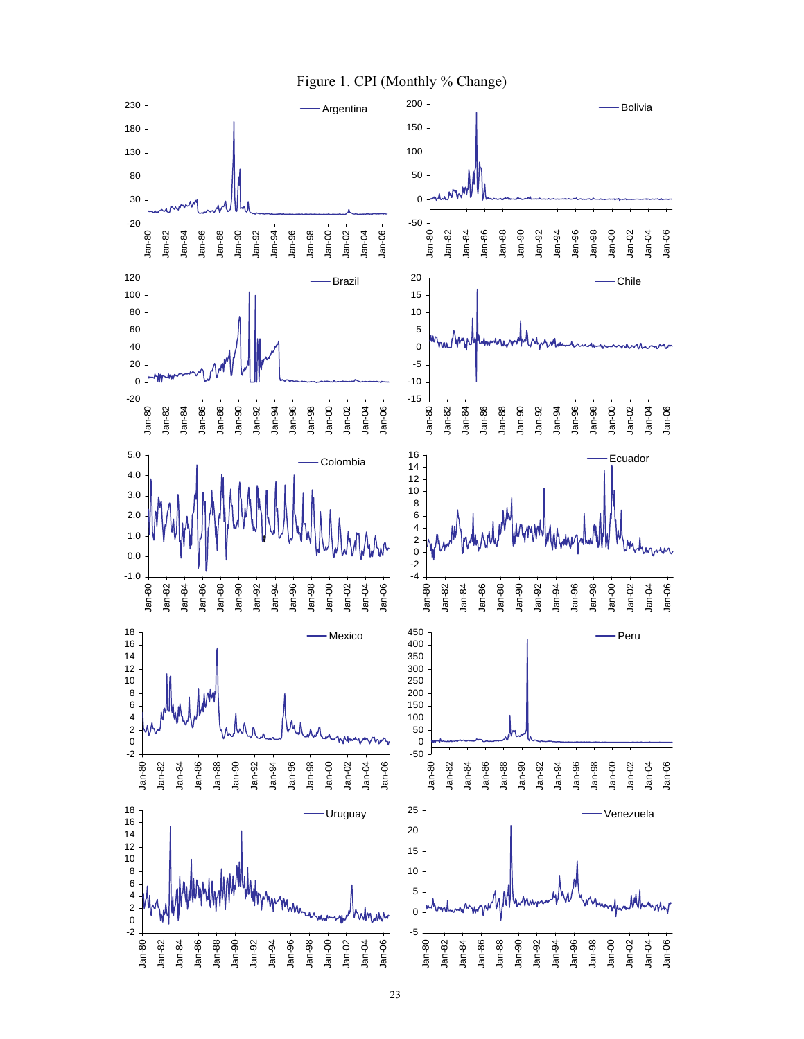Figure 1. CPI (Monthly % Change)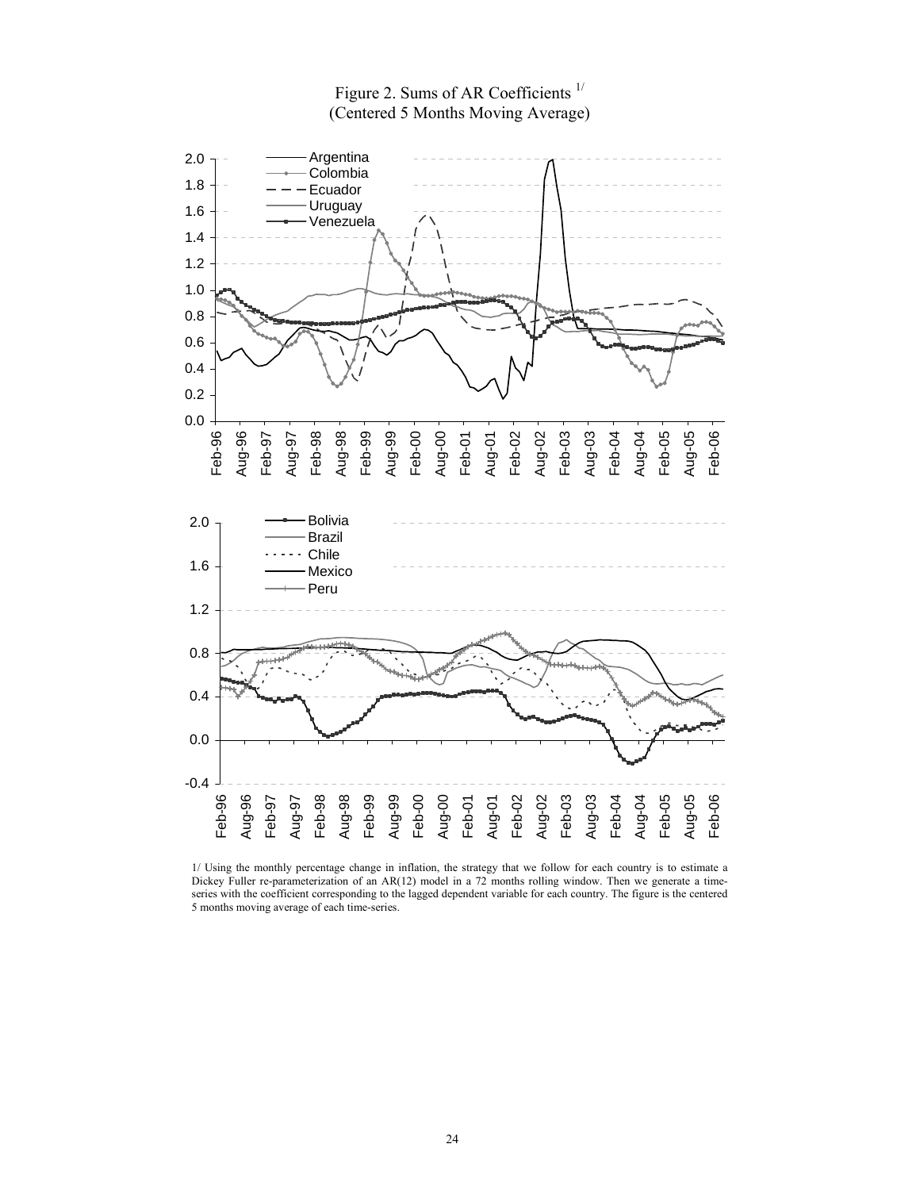Figure 2. Sums of AR Coefficients [1/]
(Centered 5 Months Moving Average)

1/ Using the monthly percentage change in inflation, the strategy that we follow for each country is to estimate a Dickey Fuller re-parameterization of an AR(12) model in a 72 months rolling window. Then we generate a time-series with the coefficient corresponding to the lagged dependent variable for each country. The figure is the centered 5 months moving average of each time-series.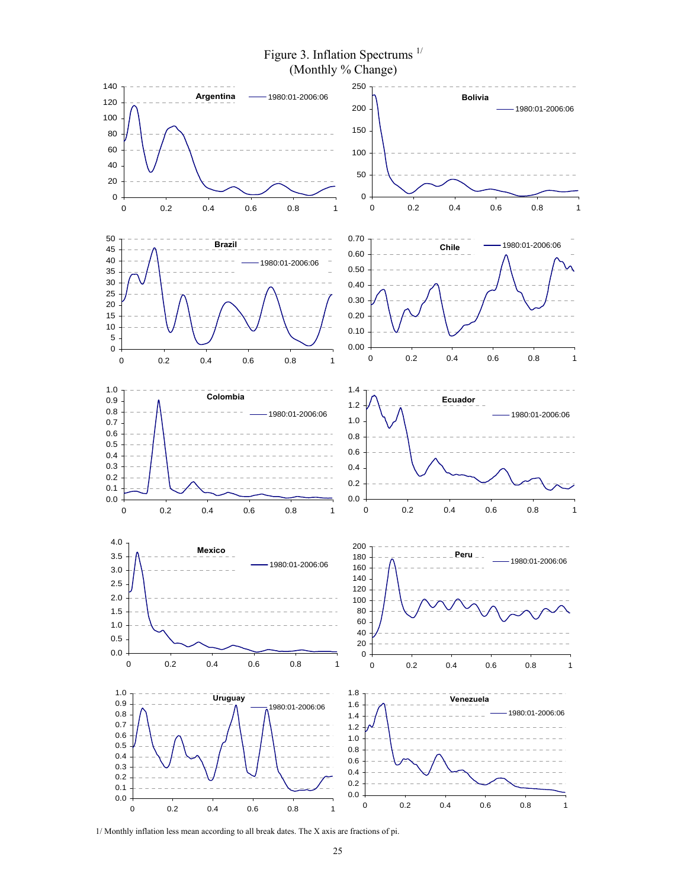# Figure 3. Inflation Spectrums [1/]
## (Monthly % Change)

1/ Monthly inflation less mean according to all break dates. The X axis are fractions of pi.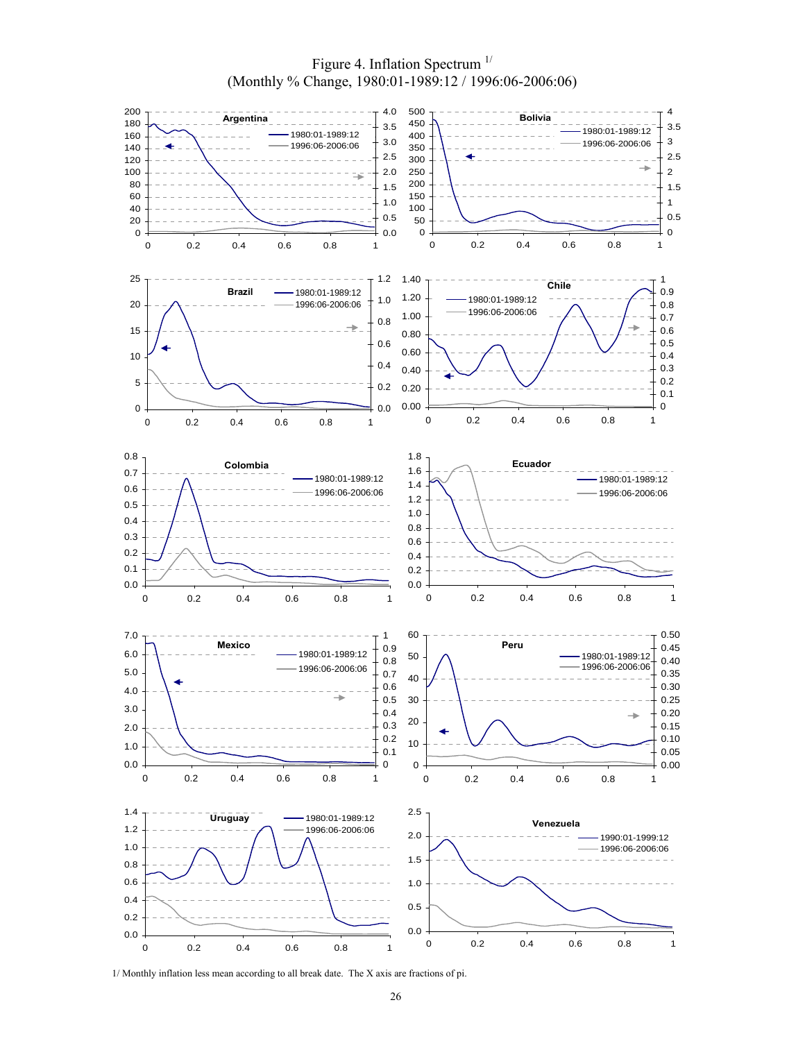# Figure 4. Inflation Spectrum [1/]
(Monthly % Change, 1980:01-1989:12 / 1996:06-2006:06)

Argentina
200
180
160
140
120
100
80
60
40
20
0
4.0
3.5
3.0
2.5
2.0
1.5
1.0
0.5
0.0
0
0.2
0.4
0.6
0.8
1
1980:01-1989:12
1996:06-2006:06

Bolivia
500
450
400
350
300
250
200
150
100
50
0
4
3.5
3
2.5
2
1.5
1
0.5
0
0
0.2
0.4
0.6
0.8
1
1980:01-1989:12
1996:06-2006:06

Brazil
25
20
15
10
5
0
1.2
1.0
0.8
0.6
0.4
0.2
0.0
0
0.2
0.4
0.6
0.8
1
1980:01-1989:12
1996:06-2006:06

Chile
1.40
1.20
1.00
0.80
0.60
0.40
0.20
0.00
1
0.9
0.8
0.7
0.6
0.5
0.4
0.3
0.2
0.1
0
0
0.2
0.4
0.6
0.8
1
1980:01-1989:12
1996:06-2006:06

Colombia
0.8
0.7
0.6
0.5
0.4
0.3
0.2
0.1
0.0
0
0.2
0.4
0.6
0.8
1
1980:01-1989:12
1996:06-2006:06

Ecuador
1.8
1.6
1.4
1.2
1.0
0.8
0.6
0.4
0.2
0.0
0
0.2
0.4
0.6
0.8
1
1980:01-1989:12
1996:06-2006:06

Mexico
7.0
6.0
5.0
4.0
3.0
2.0
1.0
0.0
1
0.9
0.8
0.7
0.6
0.5
0.4
0.3
0.2
0.1
0
0
0.2
0.4
0.6
0.8
1
1980:01-1989:12
1996:06-2006:06

Peru
60
50
40
30
20
10
0
0.50
0.45
0.40
0.35
0.30
0.25
0.20
0.15
0.10
0.05
0.00
0
0.2
0.4
0.6
0.8
1
1980:01-1989:12
1996:06-2006:06

Uruguay
1.4
1.2
1.0
0.8
0.6
0.4
0.2
0.0
0
0.2
0.4
0.6
0.8
1
1980:01-1989:12
1996:06-2006:06

Venezuela
2.5
2.0
1.5
1.0
0.5
0.0
0
0.2
0.4
0.6
0.8
1
1990:01-1999:12
1996:06-2006:06

1/ Monthly inflation less mean according to all break date. The X axis are fractions of pi.